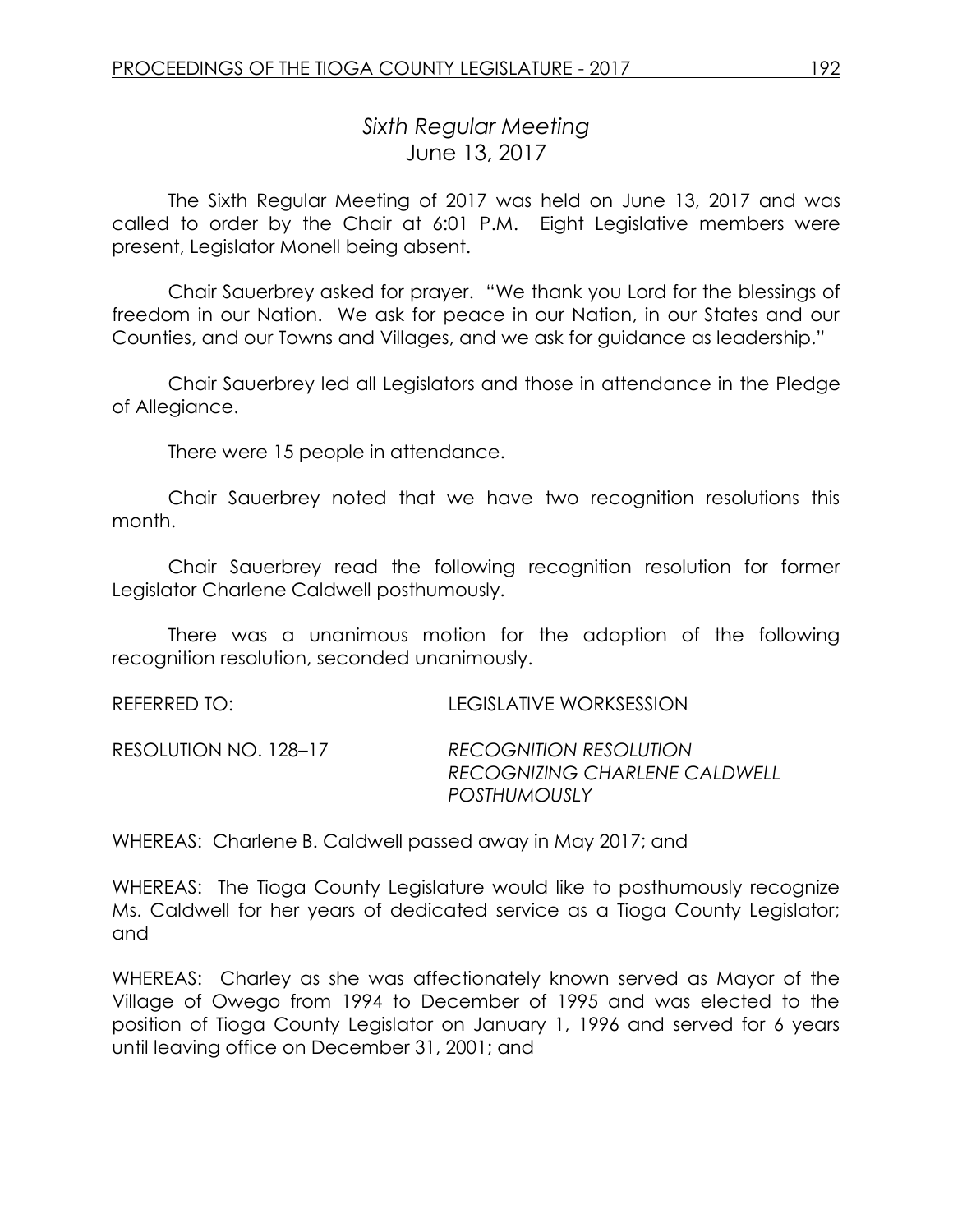## *Sixth Regular Meeting*
## June 13, 2017

The Sixth Regular Meeting of 2017 was held on June 13, 2017 and was called to order by the Chair at 6:01 P.M. Eight Legislative members were present, Legislator Monell being absent.

Chair Sauerbrey asked for prayer. "We thank you Lord for the blessings of freedom in our Nation. We ask for peace in our Nation, in our States and our Counties, and our Towns and Villages, and we ask for guidance as leadership."

Chair Sauerbrey led all Legislators and those in attendance in the Pledge of Allegiance.

There were 15 people in attendance.

Chair Sauerbrey noted that we have two recognition resolutions this month.

Chair Sauerbrey read the following recognition resolution for former Legislator Charlene Caldwell posthumously.

There was a unanimous motion for the adoption of the following recognition resolution, seconded unanimously.

REFERRED TO: LEGISLATIVE WORKSESSION

RESOLUTION NO. 128–17 *RECOGNITION RESOLUTION RECOGNIZING CHARLENE CALDWELL POSTHUMOUSLY*

WHEREAS: Charlene B. Caldwell passed away in May 2017; and

WHEREAS: The Tioga County Legislature would like to posthumously recognize Ms. Caldwell for her years of dedicated service as a Tioga County Legislator; and

WHEREAS: Charley as she was affectionately known served as Mayor of the Village of Owego from 1994 to December of 1995 and was elected to the position of Tioga County Legislator on January 1, 1996 and served for 6 years until leaving office on December 31, 2001; and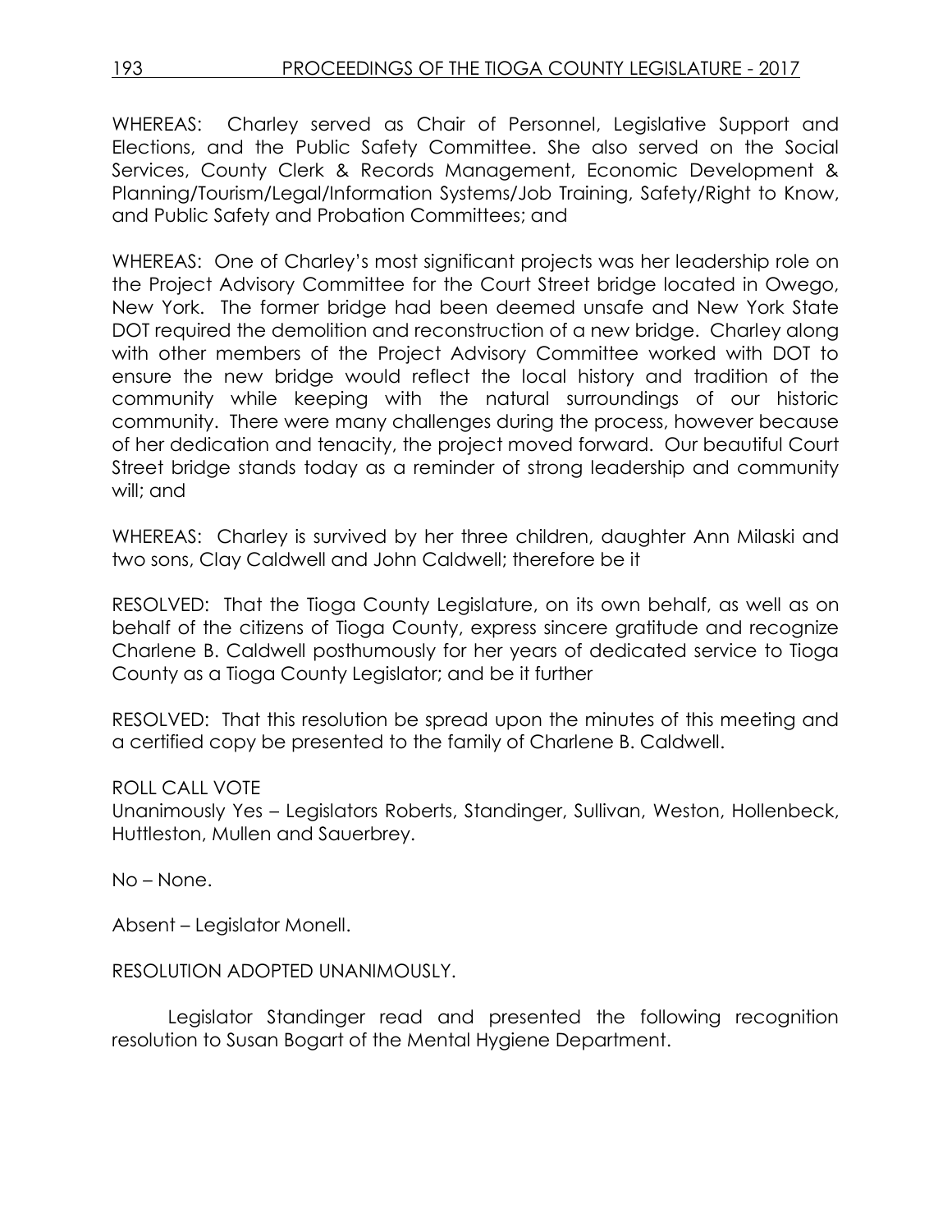WHEREAS: Charley served as Chair of Personnel, Legislative Support and Elections, and the Public Safety Committee. She also served on the Social Services, County Clerk & Records Management, Economic Development & Planning/Tourism/Legal/Information Systems/Job Training, Safety/Right to Know, and Public Safety and Probation Committees; and

WHEREAS: One of Charley's most significant projects was her leadership role on the Project Advisory Committee for the Court Street bridge located in Owego, New York. The former bridge had been deemed unsafe and New York State DOT required the demolition and reconstruction of a new bridge. Charley along with other members of the Project Advisory Committee worked with DOT to ensure the new bridge would reflect the local history and tradition of the community while keeping with the natural surroundings of our historic community. There were many challenges during the process, however because of her dedication and tenacity, the project moved forward. Our beautiful Court Street bridge stands today as a reminder of strong leadership and community will; and

WHEREAS: Charley is survived by her three children, daughter Ann Milaski and two sons, Clay Caldwell and John Caldwell; therefore be it

RESOLVED: That the Tioga County Legislature, on its own behalf, as well as on behalf of the citizens of Tioga County, express sincere gratitude and recognize Charlene B. Caldwell posthumously for her years of dedicated service to Tioga County as a Tioga County Legislator; and be it further

RESOLVED: That this resolution be spread upon the minutes of this meeting and a certified copy be presented to the family of Charlene B. Caldwell.

ROLL CALL VOTE
Unanimously Yes – Legislators Roberts, Standinger, Sullivan, Weston, Hollenbeck, Huttleston, Mullen and Sauerbrey.

No – None.

Absent – Legislator Monell.

RESOLUTION ADOPTED UNANIMOUSLY.

Legislator Standinger read and presented the following recognition resolution to Susan Bogart of the Mental Hygiene Department.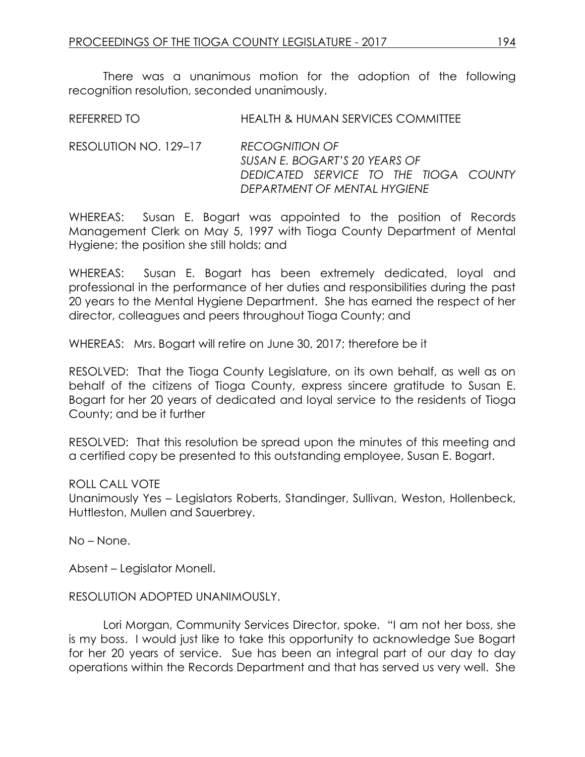There was a unanimous motion for the adoption of the following recognition resolution, seconded unanimously.

REFERRED TO HEALTH & HUMAN SERVICES COMMITTEE

RESOLUTION NO. 129–17 *RECOGNITION OF SUSAN E. BOGART'S 20 YEARS OF DEDICATED SERVICE TO THE TIOGA COUNTY DEPARTMENT OF MENTAL HYGIENE*

WHEREAS: Susan E. Bogart was appointed to the position of Records Management Clerk on May 5, 1997 with Tioga County Department of Mental Hygiene; the position she still holds; and

WHEREAS: Susan E. Bogart has been extremely dedicated, loyal and professional in the performance of her duties and responsibilities during the past 20 years to the Mental Hygiene Department. She has earned the respect of her director, colleagues and peers throughout Tioga County; and

WHEREAS: Mrs. Bogart will retire on June 30, 2017; therefore be it

RESOLVED: That the Tioga County Legislature, on its own behalf, as well as on behalf of the citizens of Tioga County, express sincere gratitude to Susan E. Bogart for her 20 years of dedicated and loyal service to the residents of Tioga County; and be it further

RESOLVED: That this resolution be spread upon the minutes of this meeting and a certified copy be presented to this outstanding employee, Susan E. Bogart.

ROLL CALL VOTE
Unanimously Yes – Legislators Roberts, Standinger, Sullivan, Weston, Hollenbeck, Huttleston, Mullen and Sauerbrey.

No – None.

Absent – Legislator Monell.

RESOLUTION ADOPTED UNANIMOUSLY.

Lori Morgan, Community Services Director, spoke. "I am not her boss, she is my boss. I would just like to take this opportunity to acknowledge Sue Bogart for her 20 years of service. Sue has been an integral part of our day to day operations within the Records Department and that has served us very well. She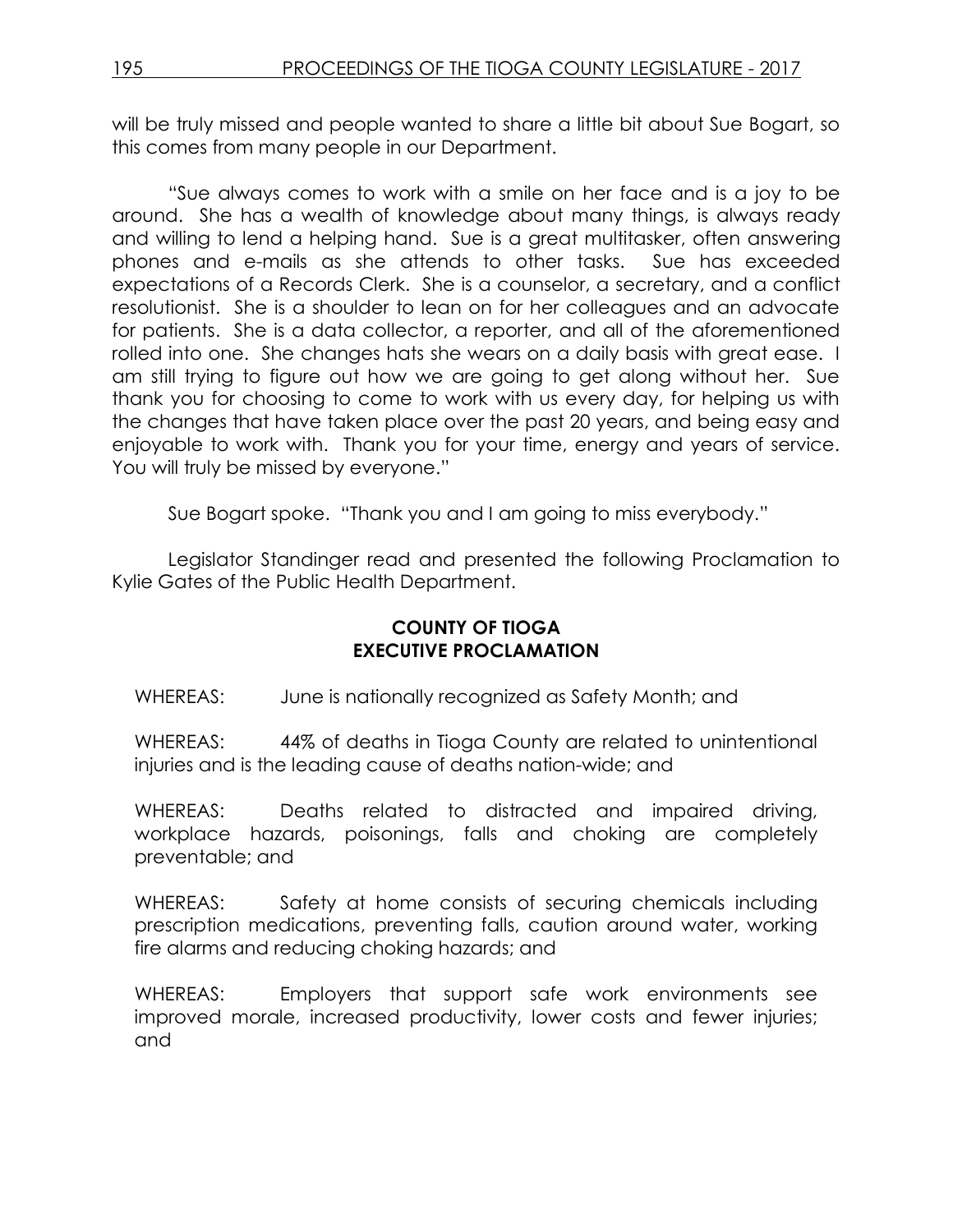will be truly missed and people wanted to share a little bit about Sue Bogart, so this comes from many people in our Department.

"Sue always comes to work with a smile on her face and is a joy to be around. She has a wealth of knowledge about many things, is always ready and willing to lend a helping hand. Sue is a great multitasker, often answering phones and e-mails as she attends to other tasks. Sue has exceeded expectations of a Records Clerk. She is a counselor, a secretary, and a conflict resolutionist. She is a shoulder to lean on for her colleagues and an advocate for patients. She is a data collector, a reporter, and all of the aforementioned rolled into one. She changes hats she wears on a daily basis with great ease. I am still trying to figure out how we are going to get along without her. Sue thank you for choosing to come to work with us every day, for helping us with the changes that have taken place over the past 20 years, and being easy and enjoyable to work with. Thank you for your time, energy and years of service. You will truly be missed by everyone."

Sue Bogart spoke. "Thank you and I am going to miss everybody."

Legislator Standinger read and presented the following Proclamation to Kylie Gates of the Public Health Department.

**COUNTY OF TIOGA**
**EXECUTIVE PROCLAMATION**

WHEREAS: June is nationally recognized as Safety Month; and

WHEREAS: 44% of deaths in Tioga County are related to unintentional injuries and is the leading cause of deaths nation-wide; and

WHEREAS: Deaths related to distracted and impaired driving, workplace hazards, poisonings, falls and choking are completely preventable; and

WHEREAS: Safety at home consists of securing chemicals including prescription medications, preventing falls, caution around water, working fire alarms and reducing choking hazards; and

WHEREAS: Employers that support safe work environments see improved morale, increased productivity, lower costs and fewer injuries; and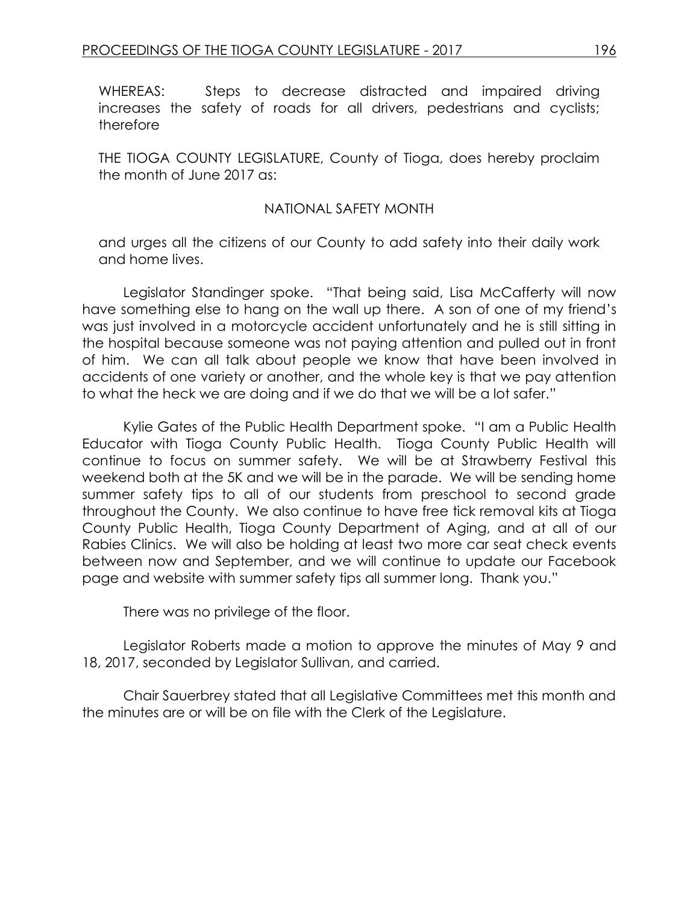WHEREAS: Steps to decrease distracted and impaired driving increases the safety of roads for all drivers, pedestrians and cyclists; therefore

THE TIOGA COUNTY LEGISLATURE, County of Tioga, does hereby proclaim the month of June 2017 as:

NATIONAL SAFETY MONTH

and urges all the citizens of our County to add safety into their daily work and home lives.

Legislator Standinger spoke. "That being said, Lisa McCafferty will now have something else to hang on the wall up there. A son of one of my friend's was just involved in a motorcycle accident unfortunately and he is still sitting in the hospital because someone was not paying attention and pulled out in front of him. We can all talk about people we know that have been involved in accidents of one variety or another, and the whole key is that we pay attention to what the heck we are doing and if we do that we will be a lot safer."

Kylie Gates of the Public Health Department spoke. "I am a Public Health Educator with Tioga County Public Health. Tioga County Public Health will continue to focus on summer safety. We will be at Strawberry Festival this weekend both at the 5K and we will be in the parade. We will be sending home summer safety tips to all of our students from preschool to second grade throughout the County. We also continue to have free tick removal kits at Tioga County Public Health, Tioga County Department of Aging, and at all of our Rabies Clinics. We will also be holding at least two more car seat check events between now and September, and we will continue to update our Facebook page and website with summer safety tips all summer long. Thank you."

There was no privilege of the floor.

Legislator Roberts made a motion to approve the minutes of May 9 and 18, 2017, seconded by Legislator Sullivan, and carried.

Chair Sauerbrey stated that all Legislative Committees met this month and the minutes are or will be on file with the Clerk of the Legislature.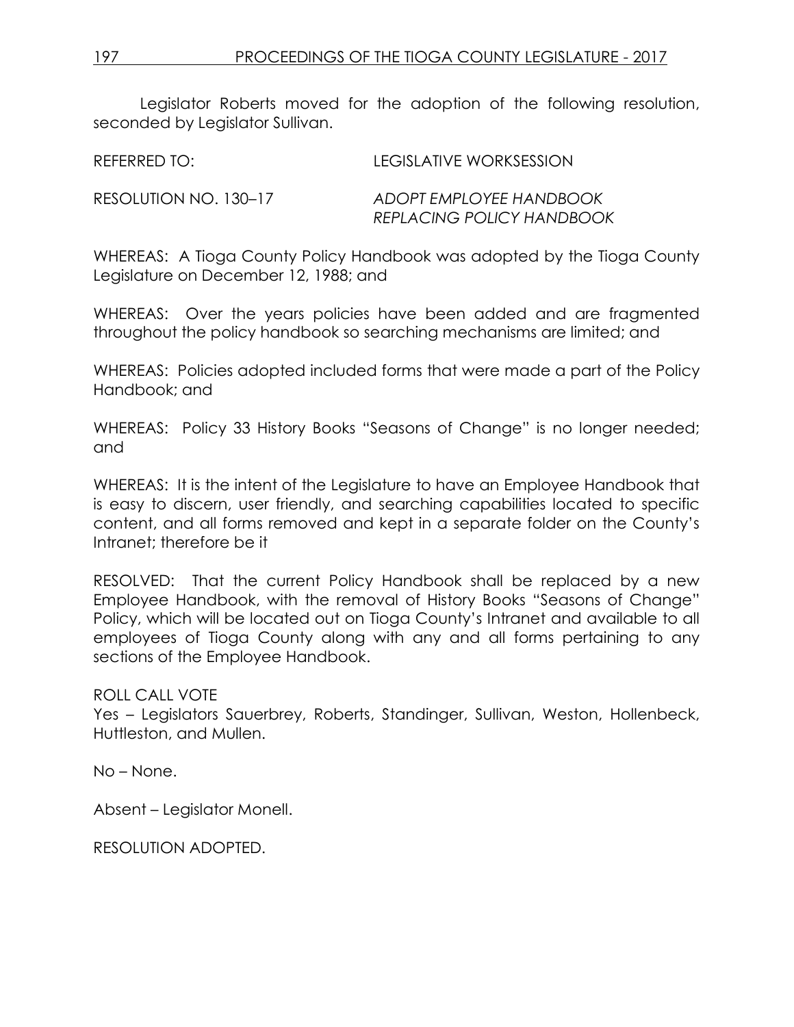Legislator Roberts moved for the adoption of the following resolution, seconded by Legislator Sullivan.

REFERRED TO: LEGISLATIVE WORKSESSION

RESOLUTION NO. 130–17 *ADOPT EMPLOYEE HANDBOOK REPLACING POLICY HANDBOOK*

WHEREAS: A Tioga County Policy Handbook was adopted by the Tioga County Legislature on December 12, 1988; and

WHEREAS: Over the years policies have been added and are fragmented throughout the policy handbook so searching mechanisms are limited; and

WHEREAS: Policies adopted included forms that were made a part of the Policy Handbook; and

WHEREAS: Policy 33 History Books "Seasons of Change" is no longer needed; and

WHEREAS: It is the intent of the Legislature to have an Employee Handbook that is easy to discern, user friendly, and searching capabilities located to specific content, and all forms removed and kept in a separate folder on the County's Intranet; therefore be it

RESOLVED: That the current Policy Handbook shall be replaced by a new Employee Handbook, with the removal of History Books "Seasons of Change" Policy, which will be located out on Tioga County's Intranet and available to all employees of Tioga County along with any and all forms pertaining to any sections of the Employee Handbook.

ROLL CALL VOTE
Yes – Legislators Sauerbrey, Roberts, Standinger, Sullivan, Weston, Hollenbeck, Huttleston, and Mullen.

No – None.

Absent – Legislator Monell.

RESOLUTION ADOPTED.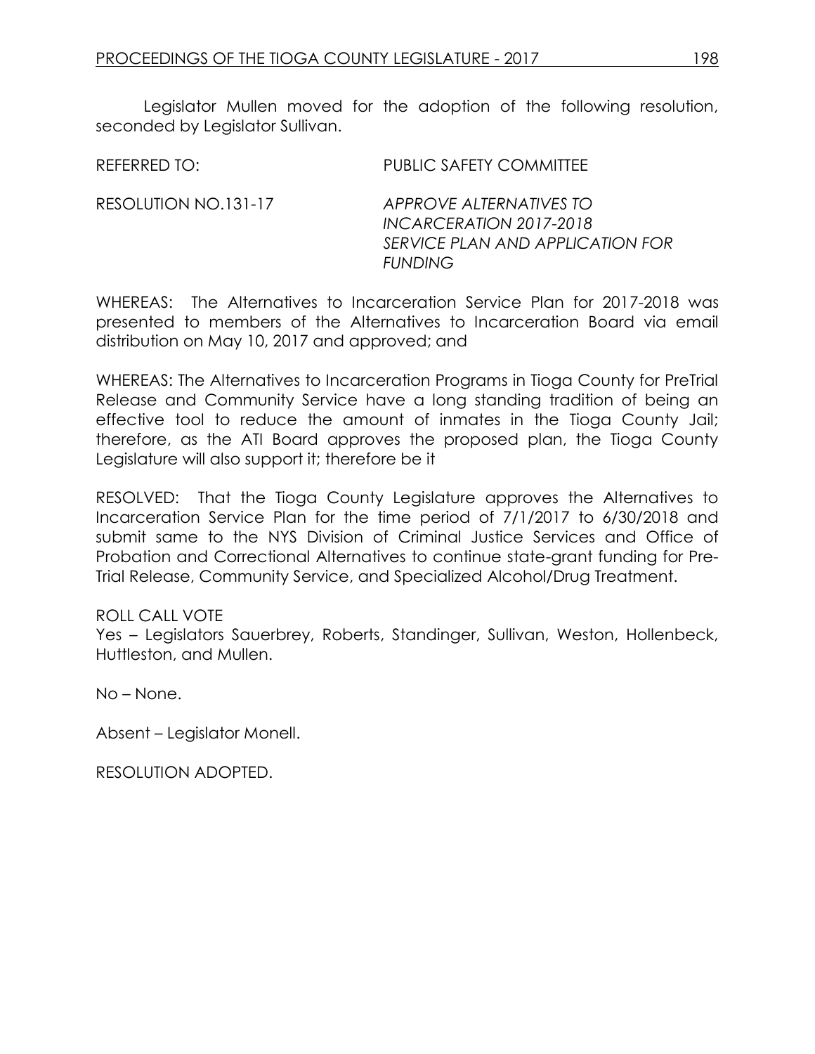Legislator Mullen moved for the adoption of the following resolution, seconded by Legislator Sullivan.

REFERRED TO: PUBLIC SAFETY COMMITTEE

RESOLUTION NO.131-17 *APPROVE ALTERNATIVES TO INCARCERATION 2017-2018 SERVICE PLAN AND APPLICATION FOR FUNDING*

WHEREAS: The Alternatives to Incarceration Service Plan for 2017-2018 was presented to members of the Alternatives to Incarceration Board via email distribution on May 10, 2017 and approved; and

WHEREAS: The Alternatives to Incarceration Programs in Tioga County for PreTrial Release and Community Service have a long standing tradition of being an effective tool to reduce the amount of inmates in the Tioga County Jail; therefore, as the ATI Board approves the proposed plan, the Tioga County Legislature will also support it; therefore be it

RESOLVED: That the Tioga County Legislature approves the Alternatives to Incarceration Service Plan for the time period of 7/1/2017 to 6/30/2018 and submit same to the NYS Division of Criminal Justice Services and Office of Probation and Correctional Alternatives to continue state-grant funding for Pre-Trial Release, Community Service, and Specialized Alcohol/Drug Treatment.

ROLL CALL VOTE
Yes – Legislators Sauerbrey, Roberts, Standinger, Sullivan, Weston, Hollenbeck, Huttleston, and Mullen.

No – None.

Absent – Legislator Monell.

RESOLUTION ADOPTED.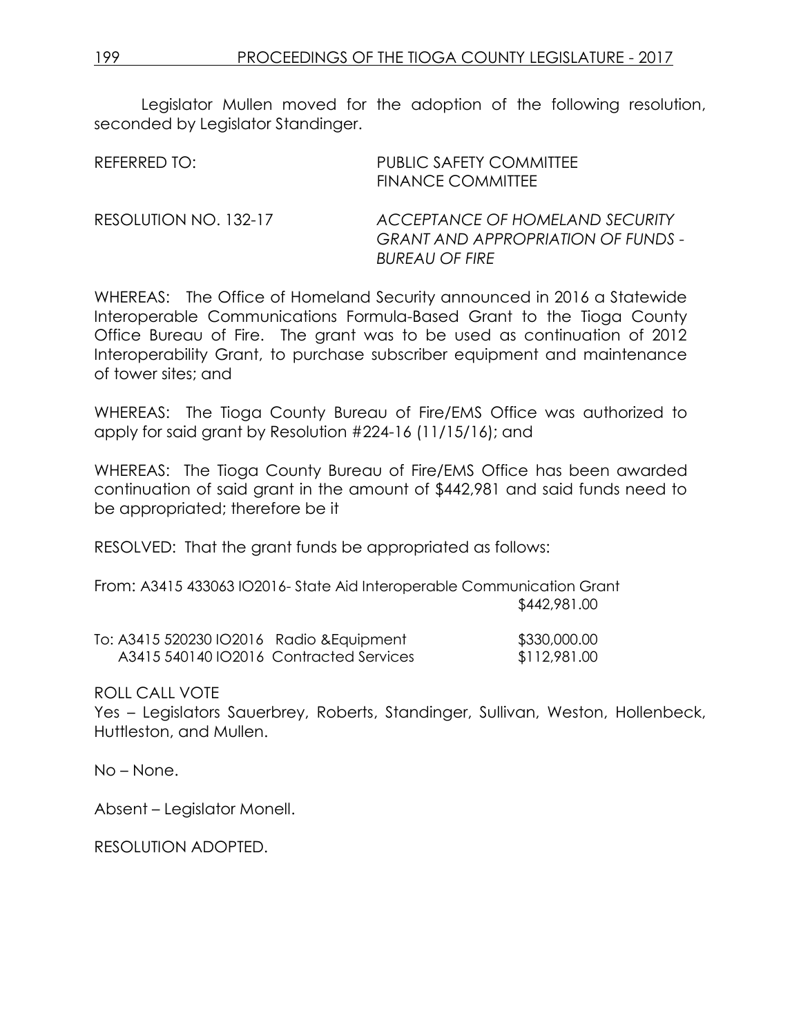Legislator Mullen moved for the adoption of the following resolution, seconded by Legislator Standinger.

REFERRED TO: PUBLIC SAFETY COMMITTEE
FINANCE COMMITTEE

RESOLUTION NO. 132-17 *ACCEPTANCE OF HOMELAND SECURITY GRANT AND APPROPRIATION OF FUNDS - BUREAU OF FIRE*

WHEREAS: The Office of Homeland Security announced in 2016 a Statewide Interoperable Communications Formula-Based Grant to the Tioga County Office Bureau of Fire. The grant was to be used as continuation of 2012 Interoperability Grant, to purchase subscriber equipment and maintenance of tower sites; and

WHEREAS: The Tioga County Bureau of Fire/EMS Office was authorized to apply for said grant by Resolution #224-16 (11/15/16); and

WHEREAS: The Tioga County Bureau of Fire/EMS Office has been awarded continuation of said grant in the amount of $442,981 and said funds need to be appropriated; therefore be it

RESOLVED: That the grant funds be appropriated as follows:

From: A3415 433063 IO2016- State Aid Interoperable Communication Grant $442,981.00

To: A3415 520230 IO2016 Radio &Equipment $330,000.00
A3415 540140 IO2016 Contracted Services $112,981.00

ROLL CALL VOTE
Yes – Legislators Sauerbrey, Roberts, Standinger, Sullivan, Weston, Hollenbeck, Huttleston, and Mullen.

No – None.

Absent – Legislator Monell.

RESOLUTION ADOPTED.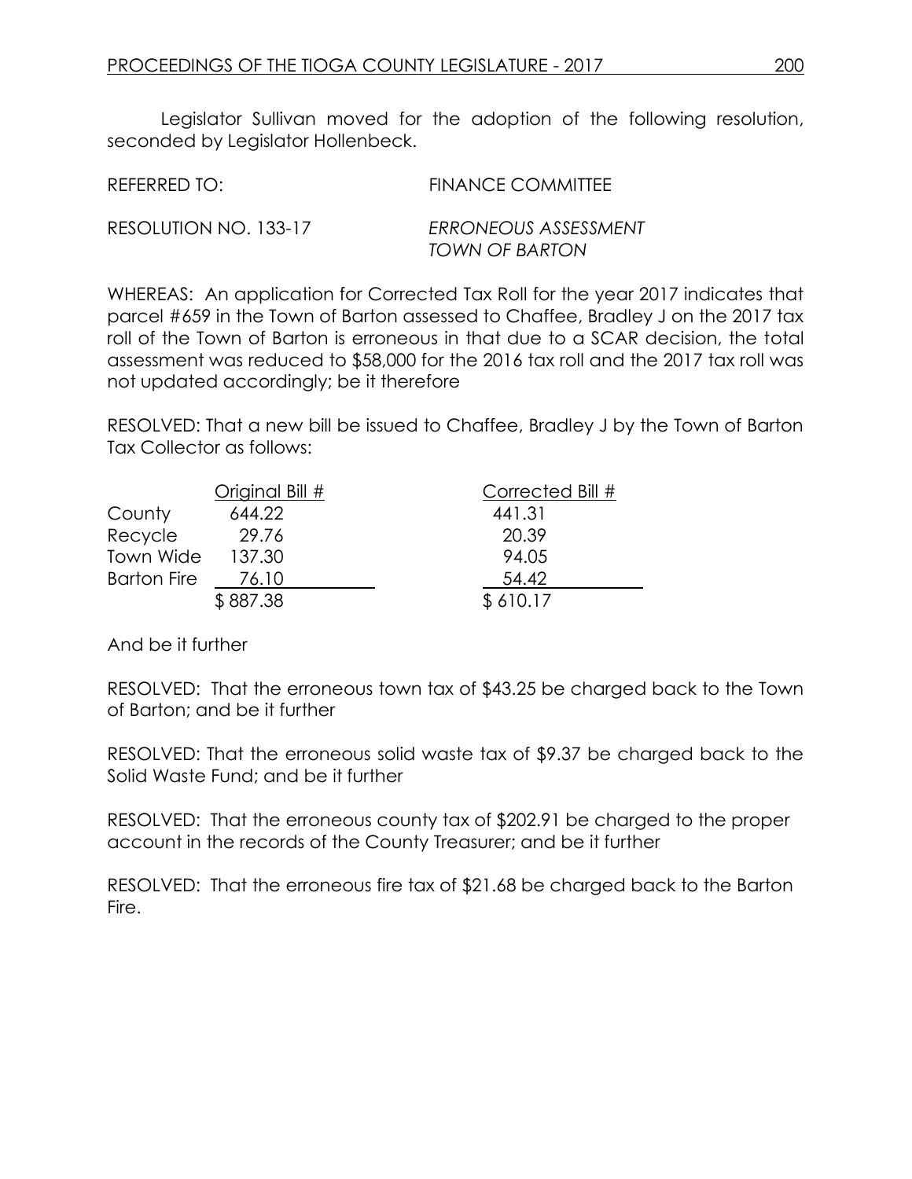Legislator Sullivan moved for the adoption of the following resolution, seconded by Legislator Hollenbeck.

REFERRED TO: FINANCE COMMITTEE

RESOLUTION NO. 133-17 *ERRONEOUS ASSESSMENT*
*TOWN OF BARTON*

WHEREAS: An application for Corrected Tax Roll for the year 2017 indicates that parcel #659 in the Town of Barton assessed to Chaffee, Bradley J on the 2017 tax roll of the Town of Barton is erroneous in that due to a SCAR decision, the total assessment was reduced to $58,000 for the 2016 tax roll and the 2017 tax roll was not updated accordingly; be it therefore

RESOLVED: That a new bill be issued to Chaffee, Bradley J by the Town of Barton Tax Collector as follows:

| | Original Bill # | Corrected Bill # |
|---|---|---|
| County | 644.22 | 441.31 |
| Recycle | 29.76 | 20.39 |
| Town Wide | 137.30 | 94.05 |
| Barton Fire | 76.10 | 54.42 |
| | $ 887.38 | $ 610.17 |

And be it further

RESOLVED: That the erroneous town tax of $43.25 be charged back to the Town of Barton; and be it further

RESOLVED: That the erroneous solid waste tax of $9.37 be charged back to the Solid Waste Fund; and be it further

RESOLVED: That the erroneous county tax of $202.91 be charged to the proper account in the records of the County Treasurer; and be it further

RESOLVED: That the erroneous fire tax of $21.68 be charged back to the Barton Fire.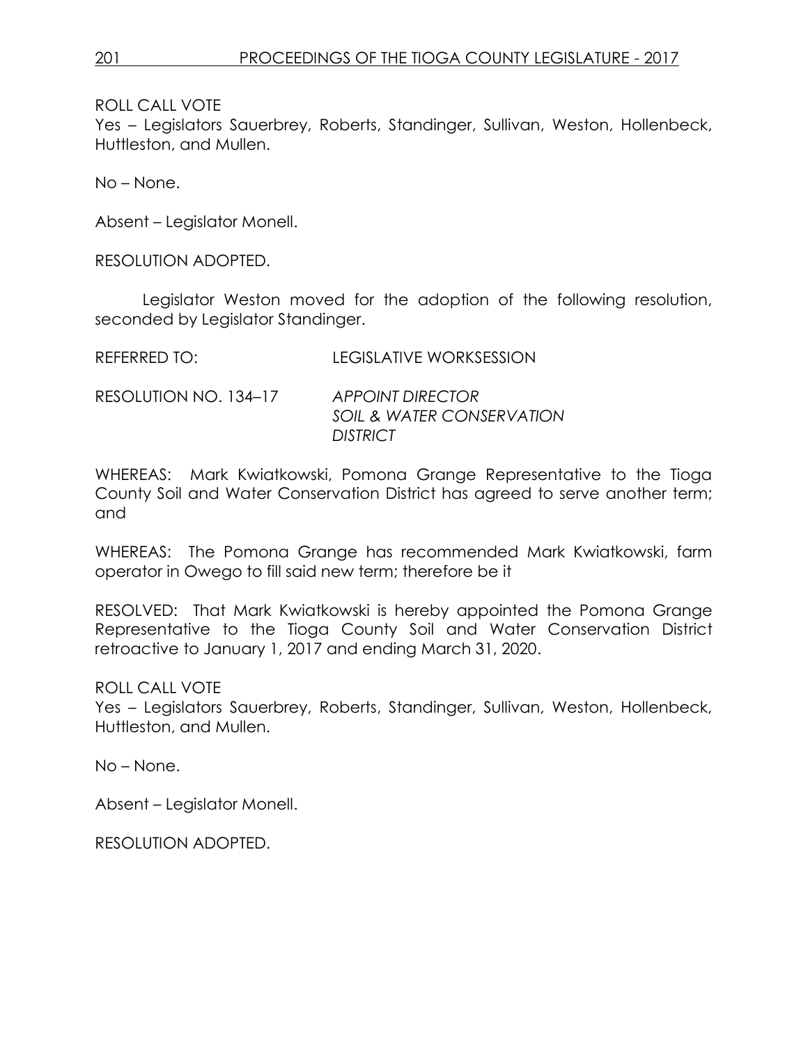ROLL CALL VOTE
Yes – Legislators Sauerbrey, Roberts, Standinger, Sullivan, Weston, Hollenbeck, Huttleston, and Mullen.

No – None.

Absent – Legislator Monell.

RESOLUTION ADOPTED.

Legislator Weston moved for the adoption of the following resolution, seconded by Legislator Standinger.

REFERRED TO: LEGISLATIVE WORKSESSION

RESOLUTION NO. 134–17 *APPOINT DIRECTOR SOIL & WATER CONSERVATION DISTRICT*

WHEREAS: Mark Kwiatkowski, Pomona Grange Representative to the Tioga County Soil and Water Conservation District has agreed to serve another term; and

WHEREAS: The Pomona Grange has recommended Mark Kwiatkowski, farm operator in Owego to fill said new term; therefore be it

RESOLVED: That Mark Kwiatkowski is hereby appointed the Pomona Grange Representative to the Tioga County Soil and Water Conservation District retroactive to January 1, 2017 and ending March 31, 2020.

ROLL CALL VOTE
Yes – Legislators Sauerbrey, Roberts, Standinger, Sullivan, Weston, Hollenbeck, Huttleston, and Mullen.

No – None.

Absent – Legislator Monell.

RESOLUTION ADOPTED.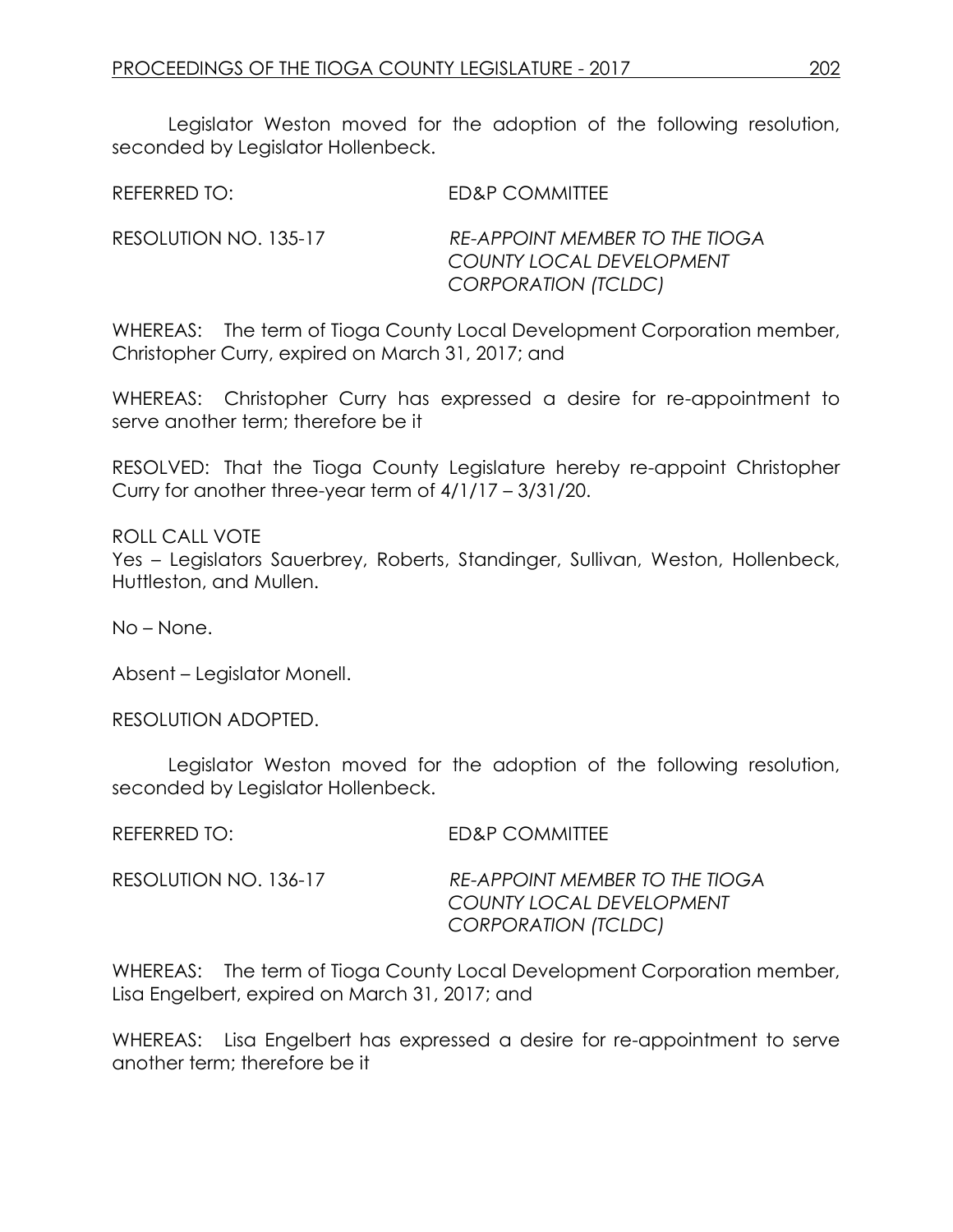Legislator Weston moved for the adoption of the following resolution, seconded by Legislator Hollenbeck.

REFERRED TO: ED&P COMMITTEE

RESOLUTION NO. 135-17 *RE-APPOINT MEMBER TO THE TIOGA COUNTY LOCAL DEVELOPMENT CORPORATION (TCLDC)*

WHEREAS: The term of Tioga County Local Development Corporation member, Christopher Curry, expired on March 31, 2017; and

WHEREAS: Christopher Curry has expressed a desire for re-appointment to serve another term; therefore be it

RESOLVED: That the Tioga County Legislature hereby re-appoint Christopher Curry for another three-year term of 4/1/17 – 3/31/20.

ROLL CALL VOTE
Yes – Legislators Sauerbrey, Roberts, Standinger, Sullivan, Weston, Hollenbeck, Huttleston, and Mullen.

No – None.

Absent – Legislator Monell.

RESOLUTION ADOPTED.

Legislator Weston moved for the adoption of the following resolution, seconded by Legislator Hollenbeck.

REFERRED TO: ED&P COMMITTEE

RESOLUTION NO. 136-17 *RE-APPOINT MEMBER TO THE TIOGA COUNTY LOCAL DEVELOPMENT CORPORATION (TCLDC)*

WHEREAS: The term of Tioga County Local Development Corporation member, Lisa Engelbert, expired on March 31, 2017; and

WHEREAS: Lisa Engelbert has expressed a desire for re-appointment to serve another term; therefore be it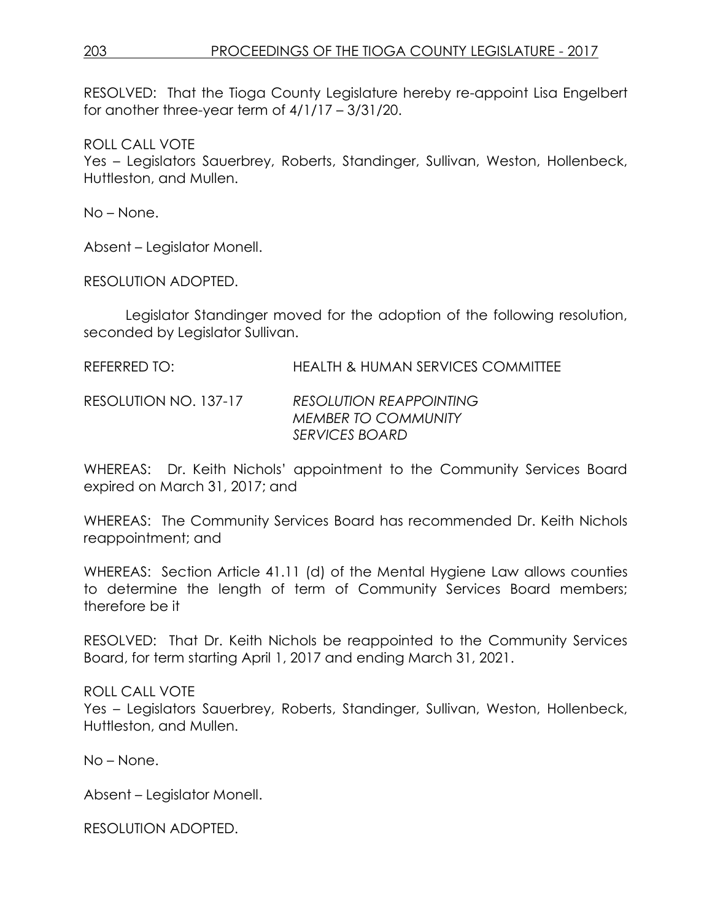RESOLVED: That the Tioga County Legislature hereby re-appoint Lisa Engelbert for another three-year term of 4/1/17 – 3/31/20.

ROLL CALL VOTE
Yes – Legislators Sauerbrey, Roberts, Standinger, Sullivan, Weston, Hollenbeck, Huttleston, and Mullen.

No – None.

Absent – Legislator Monell.

RESOLUTION ADOPTED.

Legislator Standinger moved for the adoption of the following resolution, seconded by Legislator Sullivan.

REFERRED TO: HEALTH & HUMAN SERVICES COMMITTEE

RESOLUTION NO. 137-17 *RESOLUTION REAPPOINTING MEMBER TO COMMUNITY SERVICES BOARD*

WHEREAS: Dr. Keith Nichols' appointment to the Community Services Board expired on March 31, 2017; and

WHEREAS: The Community Services Board has recommended Dr. Keith Nichols reappointment; and

WHEREAS: Section Article 41.11 (d) of the Mental Hygiene Law allows counties to determine the length of term of Community Services Board members; therefore be it

RESOLVED: That Dr. Keith Nichols be reappointed to the Community Services Board, for term starting April 1, 2017 and ending March 31, 2021.

ROLL CALL VOTE
Yes – Legislators Sauerbrey, Roberts, Standinger, Sullivan, Weston, Hollenbeck, Huttleston, and Mullen.

No – None.

Absent – Legislator Monell.

RESOLUTION ADOPTED.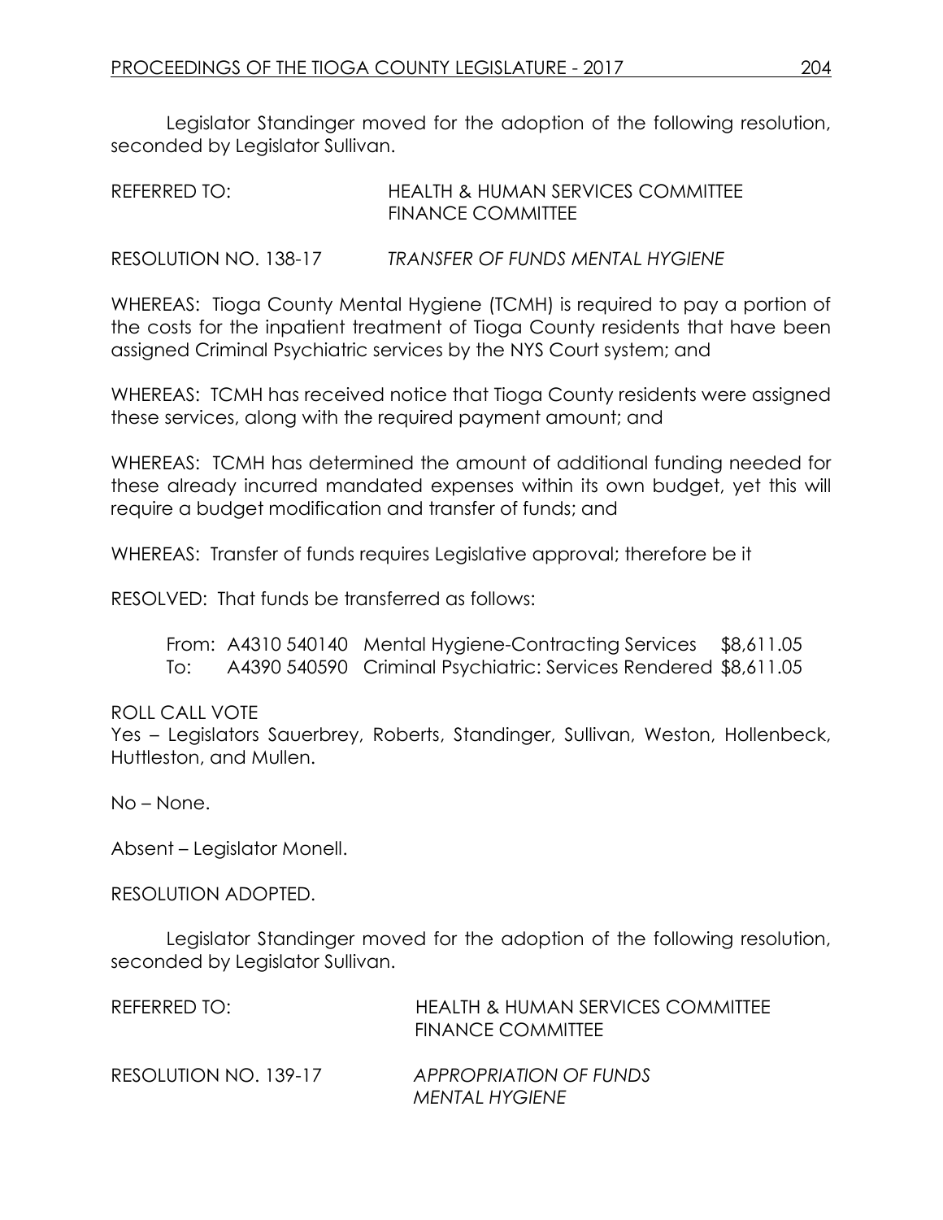Legislator Standinger moved for the adoption of the following resolution, seconded by Legislator Sullivan.

REFERRED TO: HEALTH & HUMAN SERVICES COMMITTEE
FINANCE COMMITTEE

RESOLUTION NO. 138-17 *TRANSFER OF FUNDS MENTAL HYGIENE*

WHEREAS: Tioga County Mental Hygiene (TCMH) is required to pay a portion of the costs for the inpatient treatment of Tioga County residents that have been assigned Criminal Psychiatric services by the NYS Court system; and

WHEREAS: TCMH has received notice that Tioga County residents were assigned these services, along with the required payment amount; and

WHEREAS: TCMH has determined the amount of additional funding needed for these already incurred mandated expenses within its own budget, yet this will require a budget modification and transfer of funds; and

WHEREAS: Transfer of funds requires Legislative approval; therefore be it

RESOLVED: That funds be transferred as follows:

| | | | |
|---|---|---|---|
| From: | A4310 540140 | Mental Hygiene-Contracting Services | $8,611.05 |
| To: | A4390 540590 | Criminal Psychiatric: Services Rendered | $8,611.05 |

ROLL CALL VOTE
Yes – Legislators Sauerbrey, Roberts, Standinger, Sullivan, Weston, Hollenbeck, Huttleston, and Mullen.

No – None.

Absent – Legislator Monell.

RESOLUTION ADOPTED.

Legislator Standinger moved for the adoption of the following resolution, seconded by Legislator Sullivan.

REFERRED TO: HEALTH & HUMAN SERVICES COMMITTEE
FINANCE COMMITTEE

RESOLUTION NO. 139-17 *APPROPRIATION OF FUNDS MENTAL HYGIENE*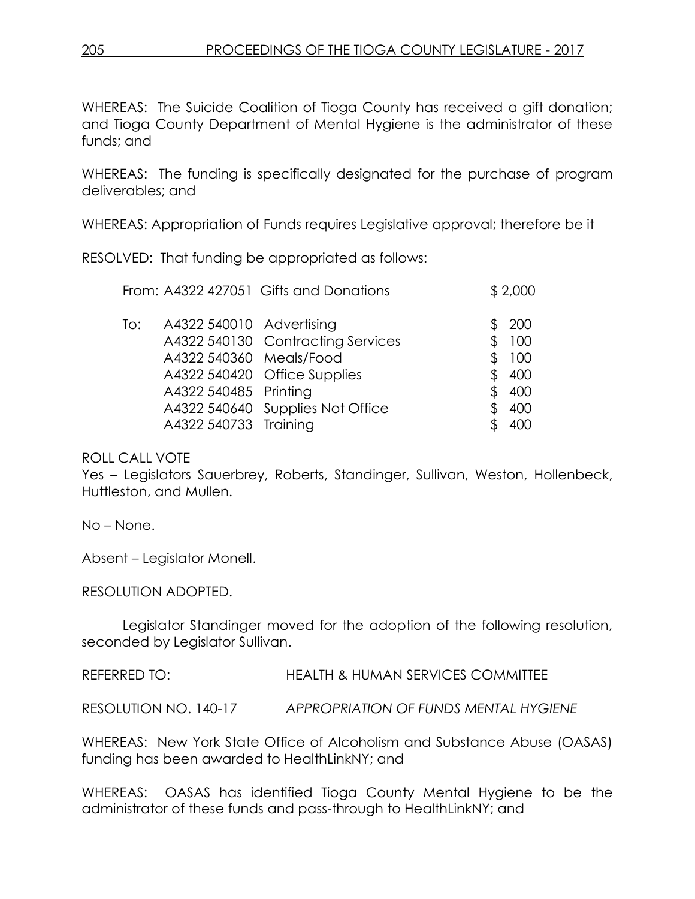WHEREAS: The Suicide Coalition of Tioga County has received a gift donation; and Tioga County Department of Mental Hygiene is the administrator of these funds; and

WHEREAS: The funding is specifically designated for the purchase of program deliverables; and

WHEREAS: Appropriation of Funds requires Legislative approval; therefore be it

RESOLVED: That funding be appropriated as follows:

| | | | |
|---|---|---|---|
| From: | A4322 427051 | Gifts and Donations | $ 2,000 |
| To: | A4322 540010 | Advertising | $ 200 |
| | A4322 540130 | Contracting Services | $ 100 |
| | A4322 540360 | Meals/Food | $ 100 |
| | A4322 540420 | Office Supplies | $ 400 |
| | A4322 540485 | Printing | $ 400 |
| | A4322 540640 | Supplies Not Office | $ 400 |
| | A4322 540733 | Training | $ 400 |

ROLL CALL VOTE
Yes – Legislators Sauerbrey, Roberts, Standinger, Sullivan, Weston, Hollenbeck, Huttleston, and Mullen.

No – None.

Absent – Legislator Monell.

RESOLUTION ADOPTED.

Legislator Standinger moved for the adoption of the following resolution, seconded by Legislator Sullivan.

REFERRED TO: HEALTH & HUMAN SERVICES COMMITTEE

RESOLUTION NO. 140-17 *APPROPRIATION OF FUNDS MENTAL HYGIENE*

WHEREAS: New York State Office of Alcoholism and Substance Abuse (OASAS) funding has been awarded to HealthLinkNY; and

WHEREAS: OASAS has identified Tioga County Mental Hygiene to be the administrator of these funds and pass-through to HealthLinkNY; and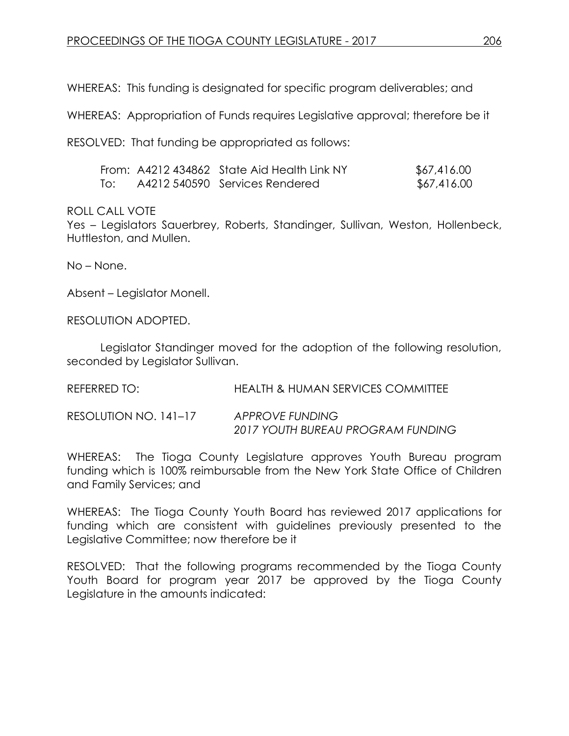WHEREAS: This funding is designated for specific program deliverables; and

WHEREAS: Appropriation of Funds requires Legislative approval; therefore be it

RESOLVED: That funding be appropriated as follows:

| | | | |
|---|---|---|---|
| From: | A4212 434862 | State Aid Health Link NY | $67,416.00 |
| To: | A4212 540590 | Services Rendered | $67,416.00 |

ROLL CALL VOTE
Yes – Legislators Sauerbrey, Roberts, Standinger, Sullivan, Weston, Hollenbeck, Huttleston, and Mullen.

No – None.

Absent – Legislator Monell.

RESOLUTION ADOPTED.

Legislator Standinger moved for the adoption of the following resolution, seconded by Legislator Sullivan.

REFERRED TO: HEALTH & HUMAN SERVICES COMMITTEE

RESOLUTION NO. 141–17 *APPROVE FUNDING*
*2017 YOUTH BUREAU PROGRAM FUNDING*

WHEREAS: The Tioga County Legislature approves Youth Bureau program funding which is 100% reimbursable from the New York State Office of Children and Family Services; and

WHEREAS: The Tioga County Youth Board has reviewed 2017 applications for funding which are consistent with guidelines previously presented to the Legislative Committee; now therefore be it

RESOLVED: That the following programs recommended by the Tioga County Youth Board for program year 2017 be approved by the Tioga County Legislature in the amounts indicated: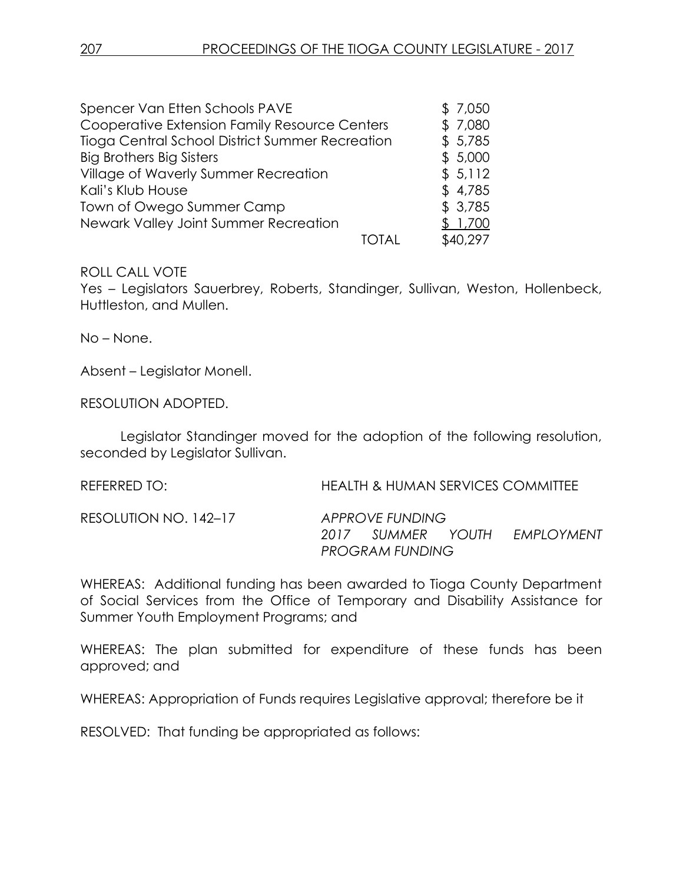| | |
|---|---|
| Spencer Van Etten Schools PAVE | $ 7,050 |
| Cooperative Extension Family Resource Centers | $ 7,080 |
| Tioga Central School District Summer Recreation | $ 5,785 |
| Big Brothers Big Sisters | $ 5,000 |
| Village of Waverly Summer Recreation | $ 5,112 |
| Kali's Klub House | $ 4,785 |
| Town of Owego Summer Camp | $ 3,785 |
| Newark Valley Joint Summer Recreation | $ 1,700 |
| TOTAL | $40,297 |

ROLL CALL VOTE
Yes – Legislators Sauerbrey, Roberts, Standinger, Sullivan, Weston, Hollenbeck, Huttleston, and Mullen.

No – None.

Absent – Legislator Monell.

RESOLUTION ADOPTED.

Legislator Standinger moved for the adoption of the following resolution, seconded by Legislator Sullivan.

REFERRED TO: HEALTH & HUMAN SERVICES COMMITTEE

RESOLUTION NO. 142–17 *APPROVE FUNDING 2017 SUMMER YOUTH EMPLOYMENT PROGRAM FUNDING*

WHEREAS: Additional funding has been awarded to Tioga County Department of Social Services from the Office of Temporary and Disability Assistance for Summer Youth Employment Programs; and

WHEREAS: The plan submitted for expenditure of these funds has been approved; and

WHEREAS: Appropriation of Funds requires Legislative approval; therefore be it

RESOLVED: That funding be appropriated as follows: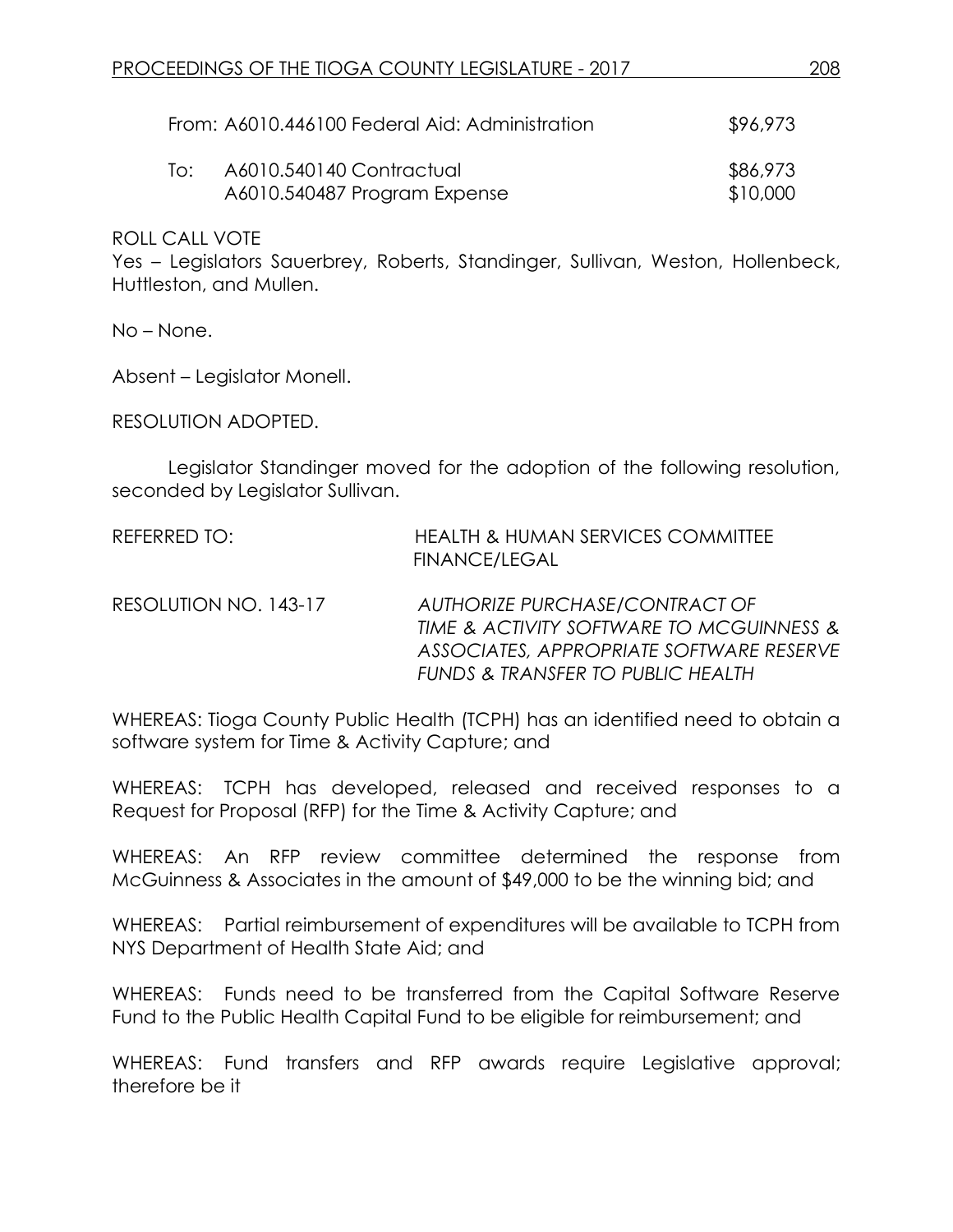| | | |
|---|---|---|
| From: | A6010.446100 Federal Aid: Administration | $96,973 |
| To: | A6010.540140 Contractual | $86,973 |
| | A6010.540487 Program Expense | $10,000 |

ROLL CALL VOTE
Yes – Legislators Sauerbrey, Roberts, Standinger, Sullivan, Weston, Hollenbeck, Huttleston, and Mullen.

No – None.

Absent – Legislator Monell.

RESOLUTION ADOPTED.

Legislator Standinger moved for the adoption of the following resolution, seconded by Legislator Sullivan.

REFERRED TO: HEALTH & HUMAN SERVICES COMMITTEE
FINANCE/LEGAL

RESOLUTION NO. 143-17 *AUTHORIZE PURCHASE/CONTRACT OF TIME & ACTIVITY SOFTWARE TO MCGUINNESS & ASSOCIATES, APPROPRIATE SOFTWARE RESERVE FUNDS & TRANSFER TO PUBLIC HEALTH*

WHEREAS: Tioga County Public Health (TCPH) has an identified need to obtain a software system for Time & Activity Capture; and

WHEREAS: TCPH has developed, released and received responses to a Request for Proposal (RFP) for the Time & Activity Capture; and

WHEREAS: An RFP review committee determined the response from McGuinness & Associates in the amount of $49,000 to be the winning bid; and

WHEREAS: Partial reimbursement of expenditures will be available to TCPH from NYS Department of Health State Aid; and

WHEREAS: Funds need to be transferred from the Capital Software Reserve Fund to the Public Health Capital Fund to be eligible for reimbursement; and

WHEREAS: Fund transfers and RFP awards require Legislative approval; therefore be it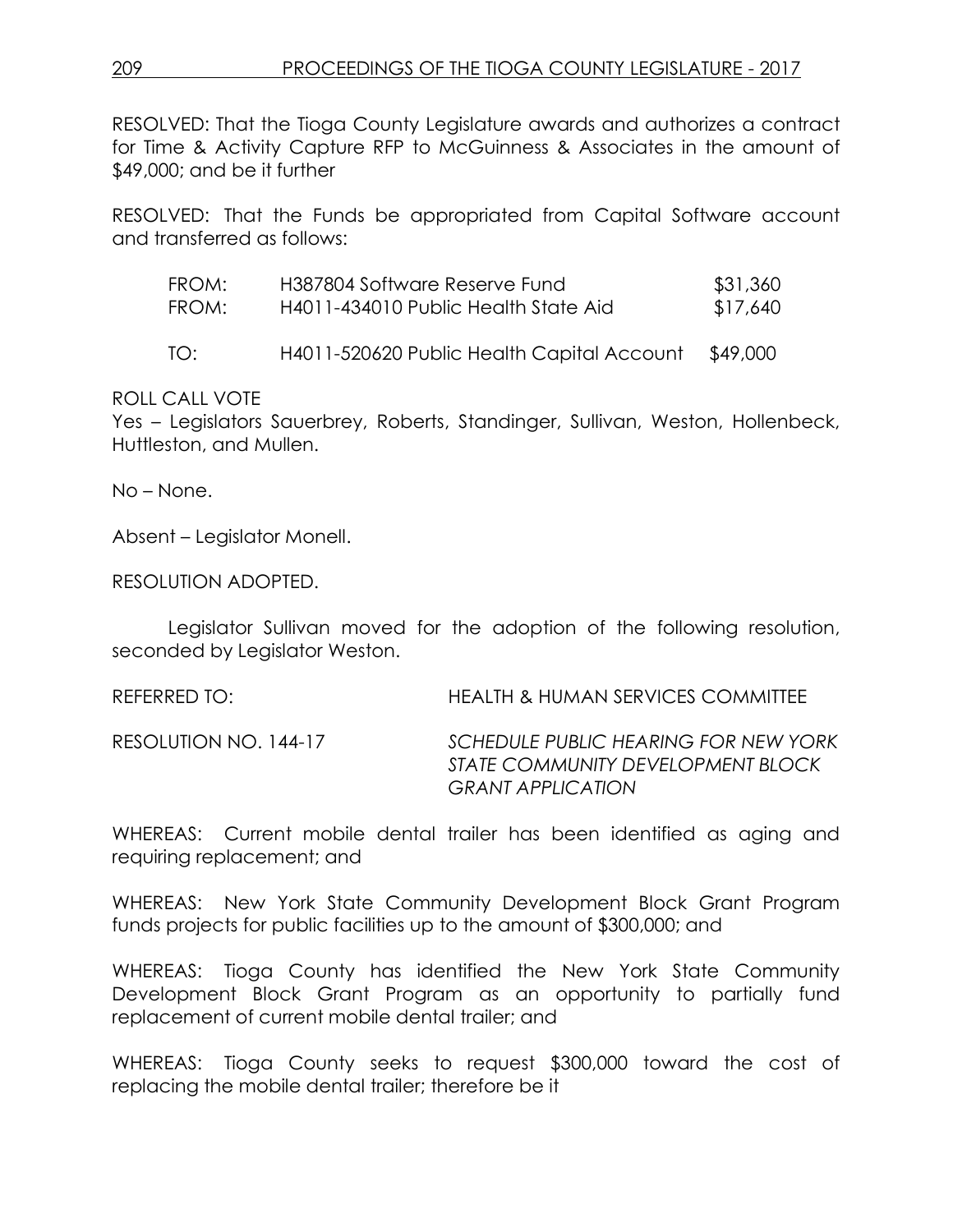RESOLVED: That the Tioga County Legislature awards and authorizes a contract for Time & Activity Capture RFP to McGuinness & Associates in the amount of $49,000; and be it further

RESOLVED: That the Funds be appropriated from Capital Software account and transferred as follows:

| | | |
|---|---|---|
| FROM: | H387804 Software Reserve Fund | $31,360 |
| FROM: | H4011-434010 Public Health State Aid | $17,640 |
| TO: | H4011-520620 Public Health Capital Account | $49,000 |

ROLL CALL VOTE
Yes – Legislators Sauerbrey, Roberts, Standinger, Sullivan, Weston, Hollenbeck, Huttleston, and Mullen.

No – None.

Absent – Legislator Monell.

RESOLUTION ADOPTED.

Legislator Sullivan moved for the adoption of the following resolution, seconded by Legislator Weston.

REFERRED TO: HEALTH & HUMAN SERVICES COMMITTEE

RESOLUTION NO. 144-17 *SCHEDULE PUBLIC HEARING FOR NEW YORK STATE COMMUNITY DEVELOPMENT BLOCK GRANT APPLICATION*

WHEREAS: Current mobile dental trailer has been identified as aging and requiring replacement; and

WHEREAS: New York State Community Development Block Grant Program funds projects for public facilities up to the amount of $300,000; and

WHEREAS: Tioga County has identified the New York State Community Development Block Grant Program as an opportunity to partially fund replacement of current mobile dental trailer; and

WHEREAS: Tioga County seeks to request $300,000 toward the cost of replacing the mobile dental trailer; therefore be it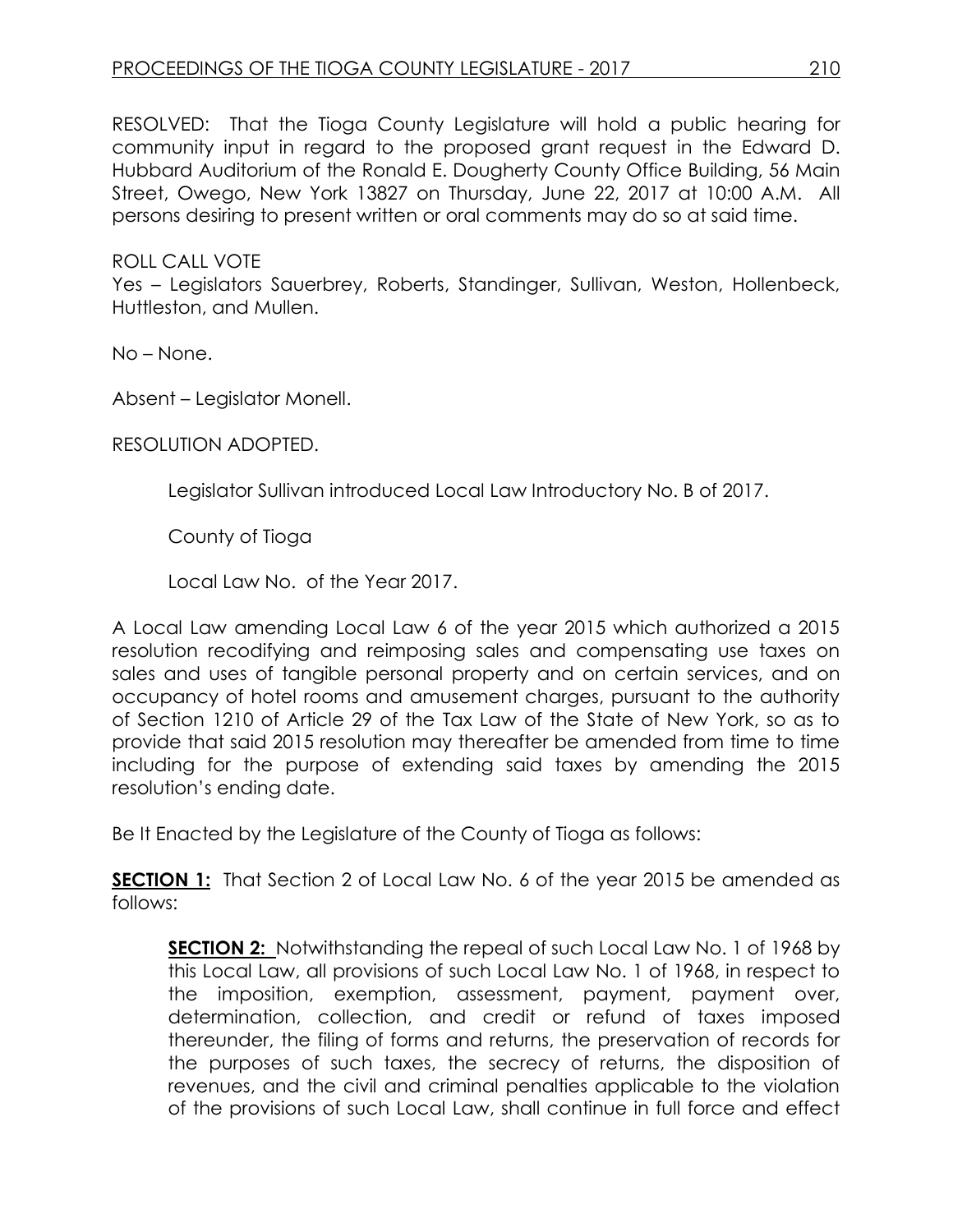RESOLVED: That the Tioga County Legislature will hold a public hearing for community input in regard to the proposed grant request in the Edward D. Hubbard Auditorium of the Ronald E. Dougherty County Office Building, 56 Main Street, Owego, New York 13827 on Thursday, June 22, 2017 at 10:00 A.M. All persons desiring to present written or oral comments may do so at said time.

ROLL CALL VOTE
Yes – Legislators Sauerbrey, Roberts, Standinger, Sullivan, Weston, Hollenbeck, Huttleston, and Mullen.

No – None.

Absent – Legislator Monell.

RESOLUTION ADOPTED.

Legislator Sullivan introduced Local Law Introductory No. B of 2017.

County of Tioga

Local Law No. of the Year 2017.

A Local Law amending Local Law 6 of the year 2015 which authorized a 2015 resolution recodifying and reimposing sales and compensating use taxes on sales and uses of tangible personal property and on certain services, and on occupancy of hotel rooms and amusement charges, pursuant to the authority of Section 1210 of Article 29 of the Tax Law of the State of New York, so as to provide that said 2015 resolution may thereafter be amended from time to time including for the purpose of extending said taxes by amending the 2015 resolution's ending date.

Be It Enacted by the Legislature of the County of Tioga as follows:

**SECTION 1:** That Section 2 of Local Law No. 6 of the year 2015 be amended as follows:

> **SECTION 2:** Notwithstanding the repeal of such Local Law No. 1 of 1968 by this Local Law, all provisions of such Local Law No. 1 of 1968, in respect to the imposition, exemption, assessment, payment, payment over, determination, collection, and credit or refund of taxes imposed thereunder, the filing of forms and returns, the preservation of records for the purposes of such taxes, the secrecy of returns, the disposition of revenues, and the civil and criminal penalties applicable to the violation of the provisions of such Local Law, shall continue in full force and effect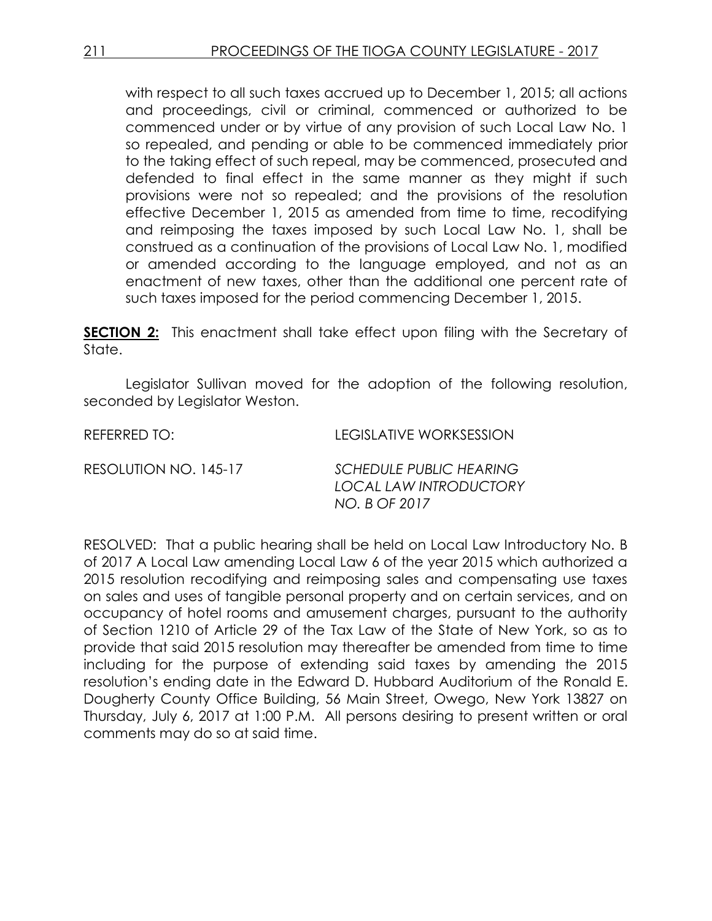with respect to all such taxes accrued up to December 1, 2015; all actions and proceedings, civil or criminal, commenced or authorized to be commenced under or by virtue of any provision of such Local Law No. 1 so repealed, and pending or able to be commenced immediately prior to the taking effect of such repeal, may be commenced, prosecuted and defended to final effect in the same manner as they might if such provisions were not so repealed; and the provisions of the resolution effective December 1, 2015 as amended from time to time, recodifying and reimposing the taxes imposed by such Local Law No. 1, shall be construed as a continuation of the provisions of Local Law No. 1, modified or amended according to the language employed, and not as an enactment of new taxes, other than the additional one percent rate of such taxes imposed for the period commencing December 1, 2015.

**SECTION 2:** This enactment shall take effect upon filing with the Secretary of State.

Legislator Sullivan moved for the adoption of the following resolution, seconded by Legislator Weston.

REFERRED TO: LEGISLATIVE WORKSESSION

RESOLUTION NO. 145-17 *SCHEDULE PUBLIC HEARING LOCAL LAW INTRODUCTORY NO. B OF 2017*

RESOLVED: That a public hearing shall be held on Local Law Introductory No. B of 2017 A Local Law amending Local Law 6 of the year 2015 which authorized a 2015 resolution recodifying and reimposing sales and compensating use taxes on sales and uses of tangible personal property and on certain services, and on occupancy of hotel rooms and amusement charges, pursuant to the authority of Section 1210 of Article 29 of the Tax Law of the State of New York, so as to provide that said 2015 resolution may thereafter be amended from time to time including for the purpose of extending said taxes by amending the 2015 resolution's ending date in the Edward D. Hubbard Auditorium of the Ronald E. Dougherty County Office Building, 56 Main Street, Owego, New York 13827 on Thursday, July 6, 2017 at 1:00 P.M. All persons desiring to present written or oral comments may do so at said time.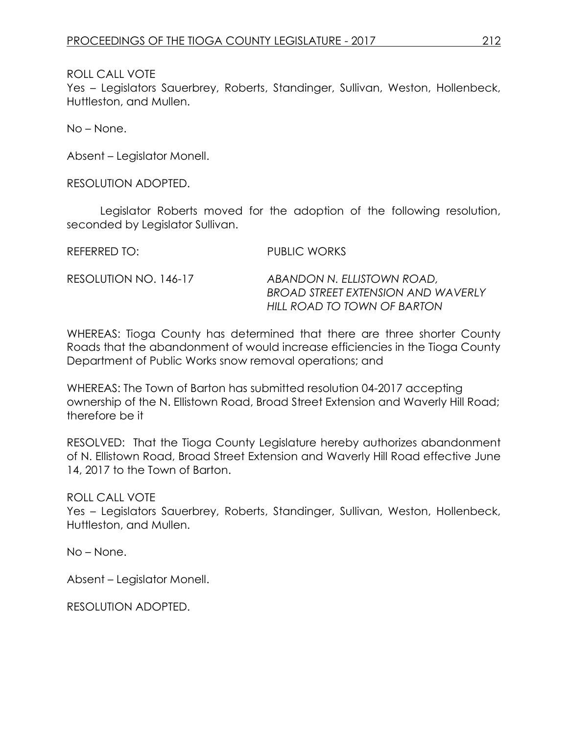ROLL CALL VOTE

Yes – Legislators Sauerbrey, Roberts, Standinger, Sullivan, Weston, Hollenbeck, Huttleston, and Mullen.

No – None.

Absent – Legislator Monell.

RESOLUTION ADOPTED.

Legislator Roberts moved for the adoption of the following resolution, seconded by Legislator Sullivan.

REFERRED TO: PUBLIC WORKS

RESOLUTION NO. 146-17 *ABANDON N. ELLISTOWN ROAD, BROAD STREET EXTENSION AND WAVERLY HILL ROAD TO TOWN OF BARTON*

WHEREAS: Tioga County has determined that there are three shorter County Roads that the abandonment of would increase efficiencies in the Tioga County Department of Public Works snow removal operations; and

WHEREAS: The Town of Barton has submitted resolution 04-2017 accepting ownership of the N. Ellistown Road, Broad Street Extension and Waverly Hill Road; therefore be it

RESOLVED: That the Tioga County Legislature hereby authorizes abandonment of N. Ellistown Road, Broad Street Extension and Waverly Hill Road effective June 14, 2017 to the Town of Barton.

ROLL CALL VOTE

Yes – Legislators Sauerbrey, Roberts, Standinger, Sullivan, Weston, Hollenbeck, Huttleston, and Mullen.

No – None.

Absent – Legislator Monell.

RESOLUTION ADOPTED.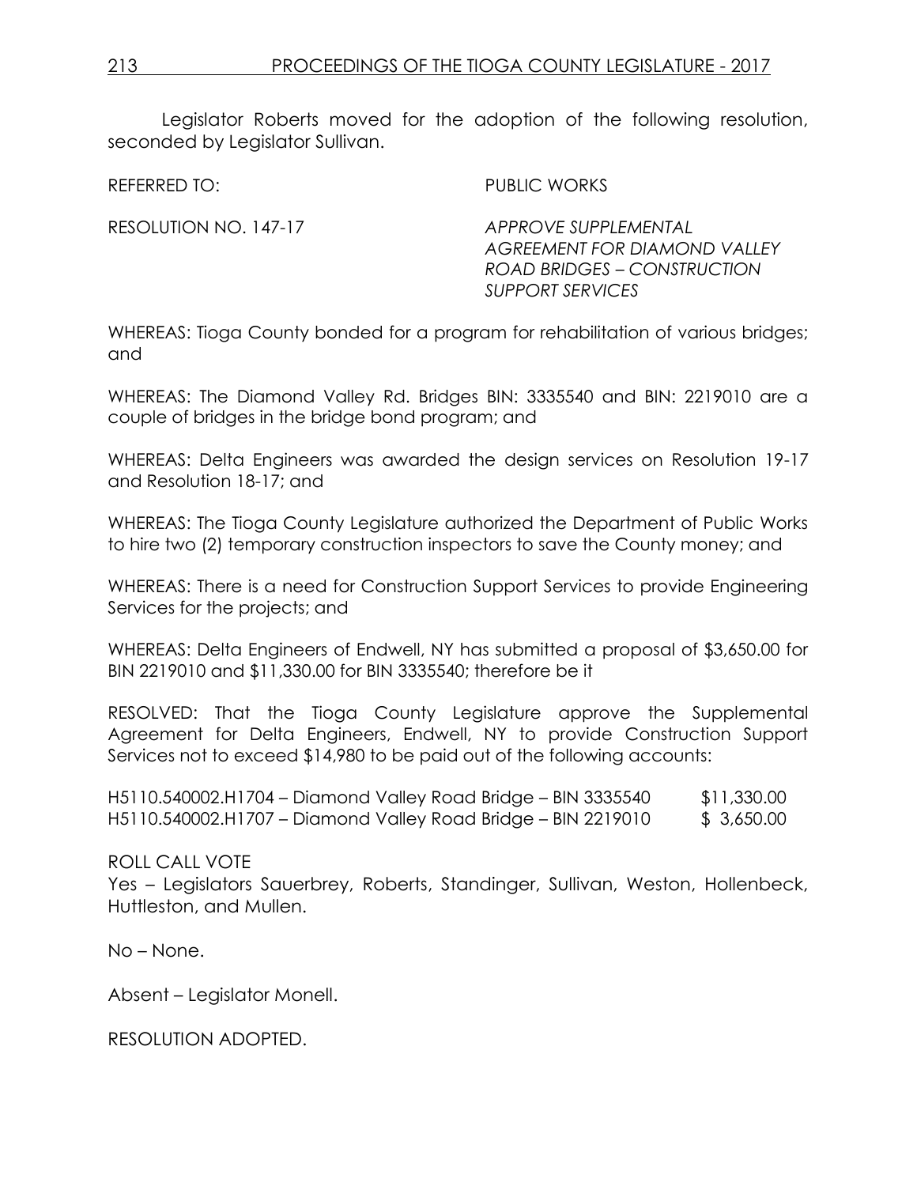Legislator Roberts moved for the adoption of the following resolution, seconded by Legislator Sullivan.

REFERRED TO: PUBLIC WORKS

RESOLUTION NO. 147-17 *APPROVE SUPPLEMENTAL AGREEMENT FOR DIAMOND VALLEY ROAD BRIDGES – CONSTRUCTION SUPPORT SERVICES*

WHEREAS: Tioga County bonded for a program for rehabilitation of various bridges; and

WHEREAS: The Diamond Valley Rd. Bridges BIN: 3335540 and BIN: 2219010 are a couple of bridges in the bridge bond program; and

WHEREAS: Delta Engineers was awarded the design services on Resolution 19-17 and Resolution 18-17; and

WHEREAS: The Tioga County Legislature authorized the Department of Public Works to hire two (2) temporary construction inspectors to save the County money; and

WHEREAS: There is a need for Construction Support Services to provide Engineering Services for the projects; and

WHEREAS: Delta Engineers of Endwell, NY has submitted a proposal of $3,650.00 for BIN 2219010 and $11,330.00 for BIN 3335540; therefore be it

RESOLVED: That the Tioga County Legislature approve the Supplemental Agreement for Delta Engineers, Endwell, NY to provide Construction Support Services not to exceed $14,980 to be paid out of the following accounts:

H5110.540002.H1704 – Diamond Valley Road Bridge – BIN 3335540 $11,330.00
H5110.540002.H1707 – Diamond Valley Road Bridge – BIN 2219010 $ 3,650.00

ROLL CALL VOTE
Yes – Legislators Sauerbrey, Roberts, Standinger, Sullivan, Weston, Hollenbeck, Huttleston, and Mullen.

No – None.

Absent – Legislator Monell.

RESOLUTION ADOPTED.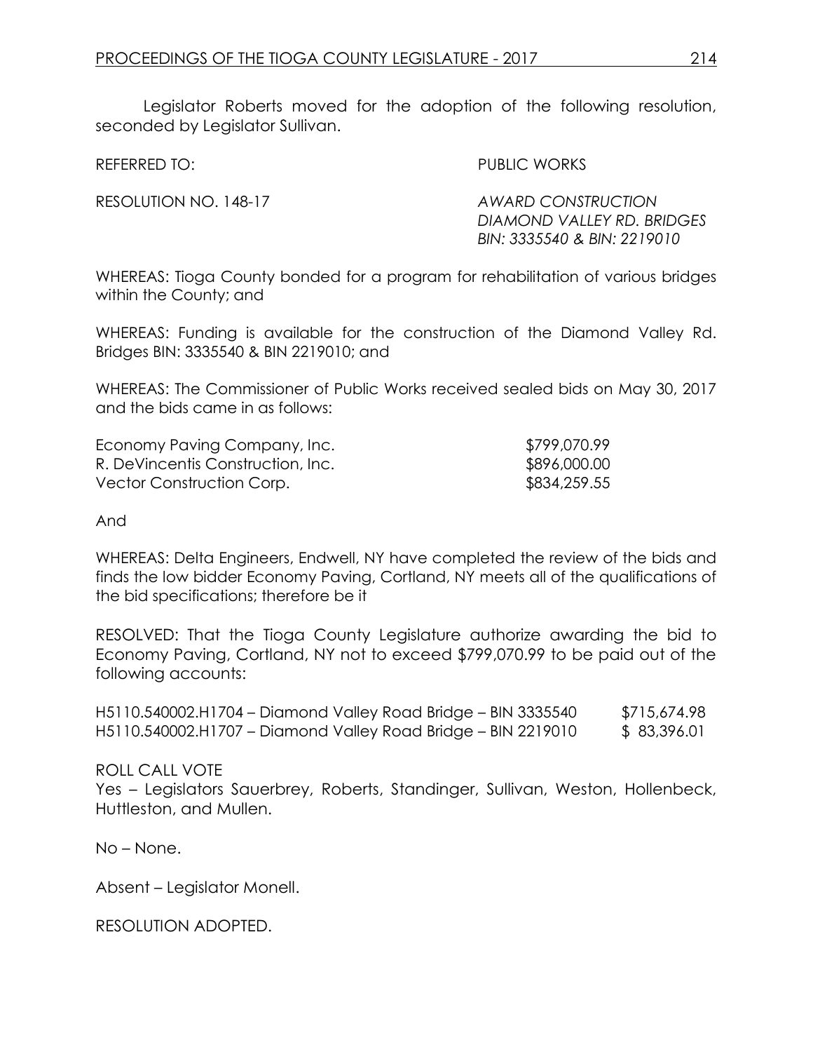Legislator Roberts moved for the adoption of the following resolution, seconded by Legislator Sullivan.

REFERRED TO: PUBLIC WORKS

RESOLUTION NO. 148-17 *AWARD CONSTRUCTION DIAMOND VALLEY RD. BRIDGES BIN: 3335540 & BIN: 2219010*

WHEREAS: Tioga County bonded for a program for rehabilitation of various bridges within the County; and

WHEREAS: Funding is available for the construction of the Diamond Valley Rd. Bridges BIN: 3335540 & BIN 2219010; and

WHEREAS: The Commissioner of Public Works received sealed bids on May 30, 2017 and the bids came in as follows:

| | |
|---|---|
| Economy Paving Company, Inc. | $799,070.99 |
| R. DeVincentis Construction, Inc. | $896,000.00 |
| Vector Construction Corp. | $834,259.55 |

And

WHEREAS: Delta Engineers, Endwell, NY have completed the review of the bids and finds the low bidder Economy Paving, Cortland, NY meets all of the qualifications of the bid specifications; therefore be it

RESOLVED: That the Tioga County Legislature authorize awarding the bid to Economy Paving, Cortland, NY not to exceed $799,070.99 to be paid out of the following accounts:

| | |
|---|---|
| H5110.540002.H1704 – Diamond Valley Road Bridge – BIN 3335540 | $715,674.98 |
| H5110.540002.H1707 – Diamond Valley Road Bridge – BIN 2219010 | $ 83,396.01 |

ROLL CALL VOTE
Yes – Legislators Sauerbrey, Roberts, Standinger, Sullivan, Weston, Hollenbeck, Huttleston, and Mullen.

No – None.

Absent – Legislator Monell.

RESOLUTION ADOPTED.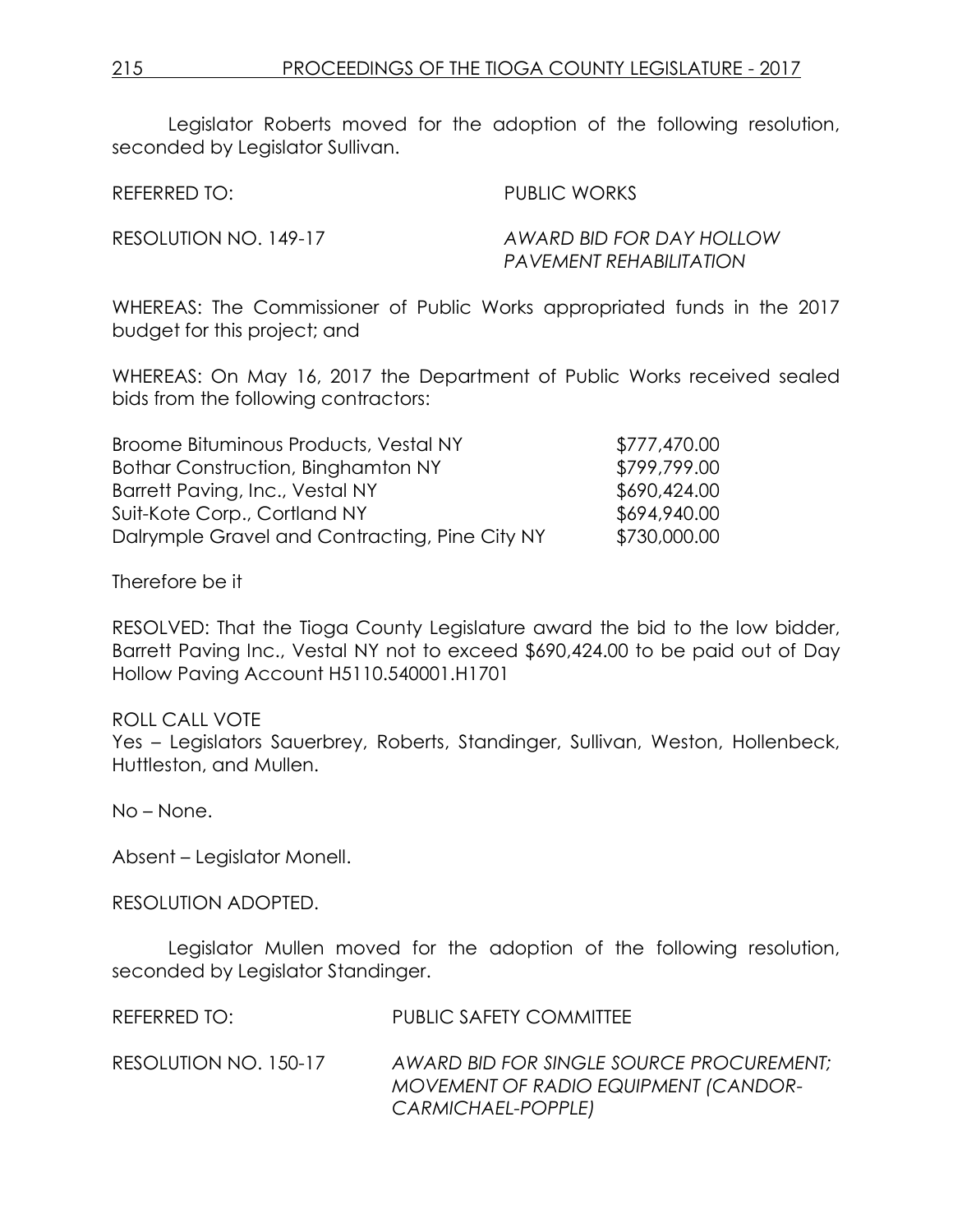Legislator Roberts moved for the adoption of the following resolution, seconded by Legislator Sullivan.

REFERRED TO: PUBLIC WORKS

RESOLUTION NO. 149-17 *AWARD BID FOR DAY HOLLOW PAVEMENT REHABILITATION*

WHEREAS: The Commissioner of Public Works appropriated funds in the 2017 budget for this project; and

WHEREAS: On May 16, 2017 the Department of Public Works received sealed bids from the following contractors:

| | |
|---|---|
| Broome Bituminous Products, Vestal NY | $777,470.00 |
| Bothar Construction, Binghamton NY | $799,799.00 |
| Barrett Paving, Inc., Vestal NY | $690,424.00 |
| Suit-Kote Corp., Cortland NY | $694,940.00 |
| Dalrymple Gravel and Contracting, Pine City NY | $730,000.00 |

Therefore be it

RESOLVED: That the Tioga County Legislature award the bid to the low bidder, Barrett Paving Inc., Vestal NY not to exceed $690,424.00 to be paid out of Day Hollow Paving Account H5110.540001.H1701

ROLL CALL VOTE
Yes – Legislators Sauerbrey, Roberts, Standinger, Sullivan, Weston, Hollenbeck, Huttleston, and Mullen.

No – None.

Absent – Legislator Monell.

RESOLUTION ADOPTED.

Legislator Mullen moved for the adoption of the following resolution, seconded by Legislator Standinger.

REFERRED TO: PUBLIC SAFETY COMMITTEE

RESOLUTION NO. 150-17 *AWARD BID FOR SINGLE SOURCE PROCUREMENT; MOVEMENT OF RADIO EQUIPMENT (CANDOR-CARMICHAEL-POPPLE)*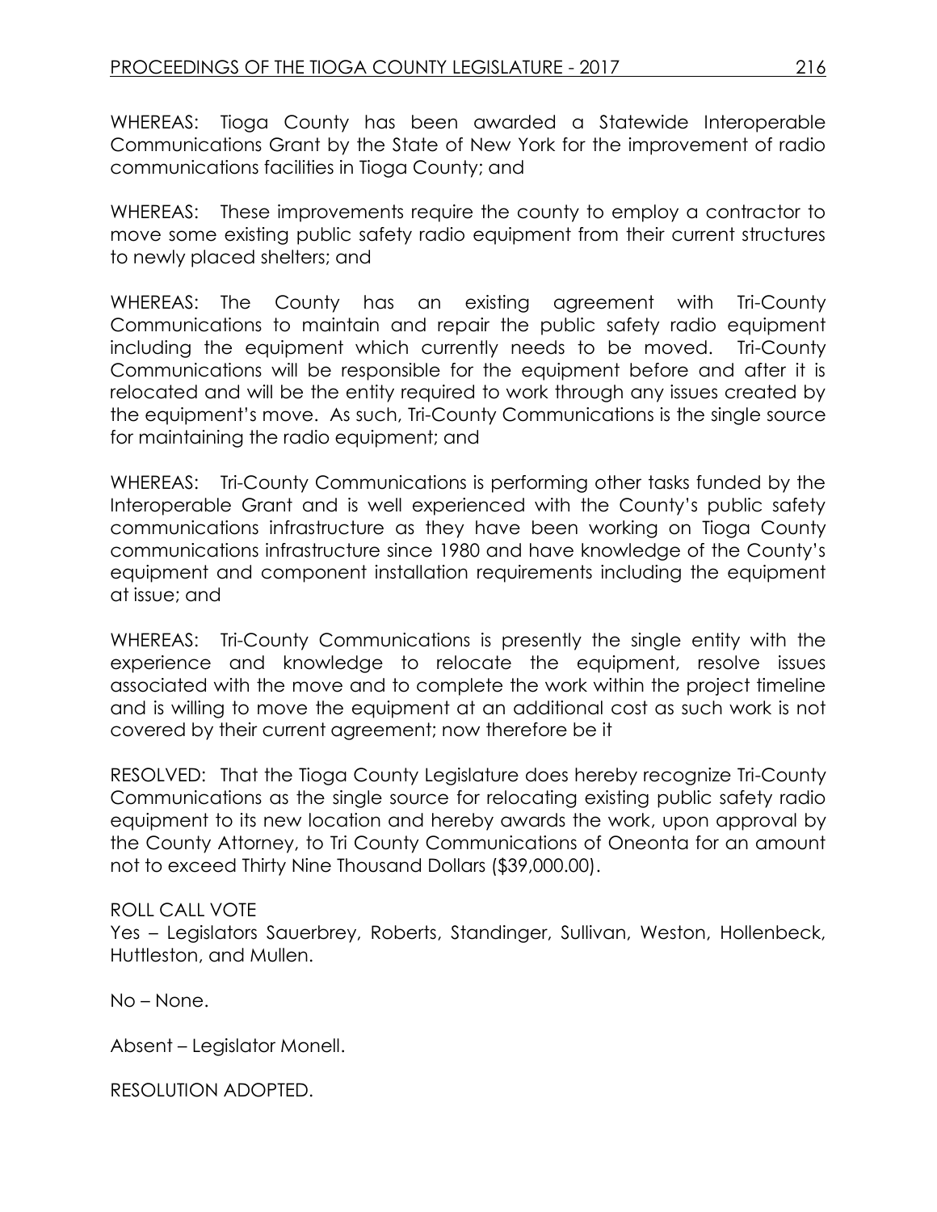WHEREAS: Tioga County has been awarded a Statewide Interoperable Communications Grant by the State of New York for the improvement of radio communications facilities in Tioga County; and

WHEREAS: These improvements require the county to employ a contractor to move some existing public safety radio equipment from their current structures to newly placed shelters; and

WHEREAS: The County has an existing agreement with Tri-County Communications to maintain and repair the public safety radio equipment including the equipment which currently needs to be moved. Tri-County Communications will be responsible for the equipment before and after it is relocated and will be the entity required to work through any issues created by the equipment's move. As such, Tri-County Communications is the single source for maintaining the radio equipment; and

WHEREAS: Tri-County Communications is performing other tasks funded by the Interoperable Grant and is well experienced with the County's public safety communications infrastructure as they have been working on Tioga County communications infrastructure since 1980 and have knowledge of the County's equipment and component installation requirements including the equipment at issue; and

WHEREAS: Tri-County Communications is presently the single entity with the experience and knowledge to relocate the equipment, resolve issues associated with the move and to complete the work within the project timeline and is willing to move the equipment at an additional cost as such work is not covered by their current agreement; now therefore be it

RESOLVED: That the Tioga County Legislature does hereby recognize Tri-County Communications as the single source for relocating existing public safety radio equipment to its new location and hereby awards the work, upon approval by the County Attorney, to Tri County Communications of Oneonta for an amount not to exceed Thirty Nine Thousand Dollars ($39,000.00).

ROLL CALL VOTE
Yes – Legislators Sauerbrey, Roberts, Standinger, Sullivan, Weston, Hollenbeck, Huttleston, and Mullen.

No – None.

Absent – Legislator Monell.

RESOLUTION ADOPTED.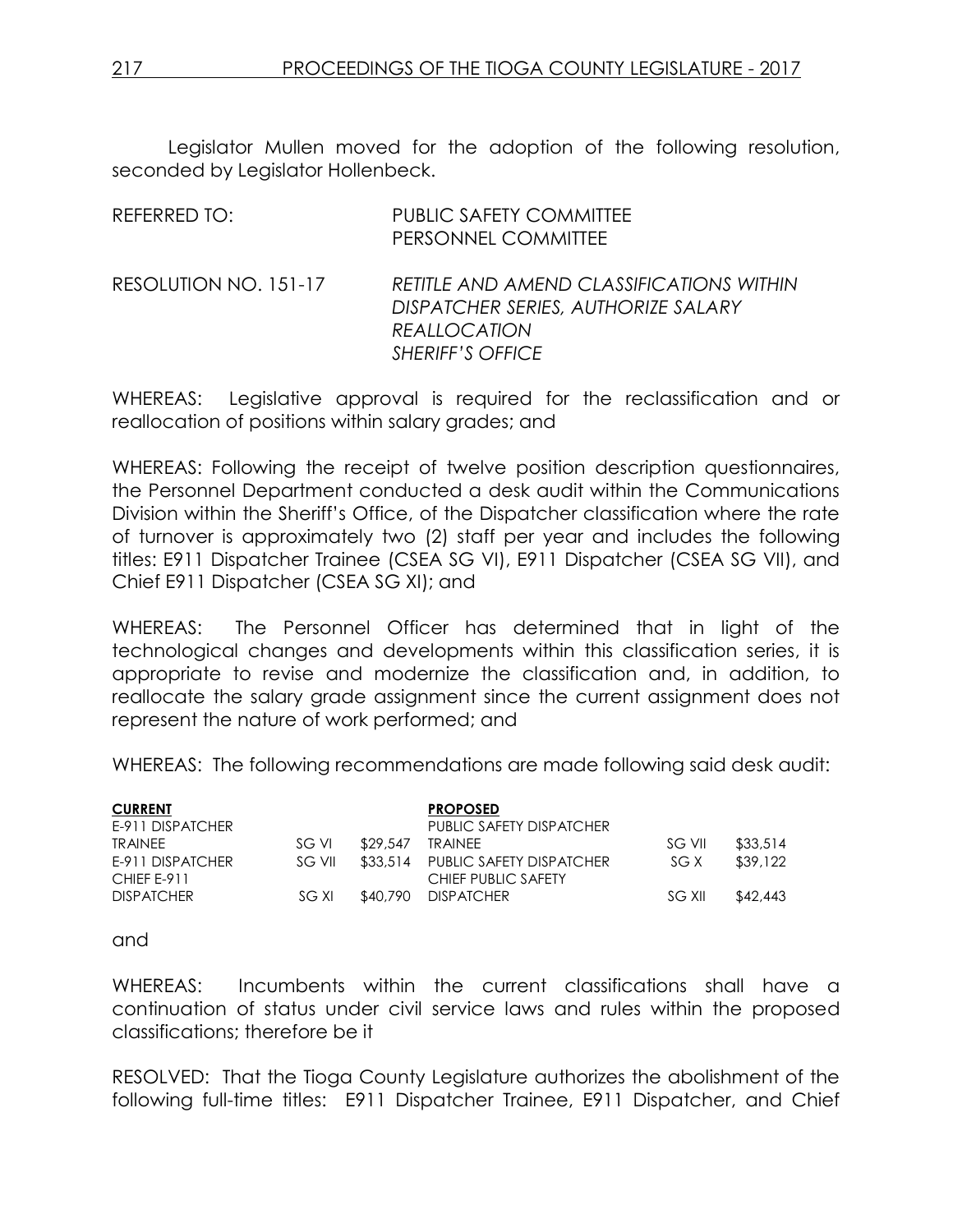Legislator Mullen moved for the adoption of the following resolution, seconded by Legislator Hollenbeck.

REFERRED TO: PUBLIC SAFETY COMMITTEE
PERSONNEL COMMITTEE

RESOLUTION NO. 151-17 *RETITLE AND AMEND CLASSIFICATIONS WITHIN DISPATCHER SERIES, AUTHORIZE SALARY REALLOCATION SHERIFF'S OFFICE*

WHEREAS: Legislative approval is required for the reclassification and or reallocation of positions within salary grades; and

WHEREAS: Following the receipt of twelve position description questionnaires, the Personnel Department conducted a desk audit within the Communications Division within the Sheriff's Office, of the Dispatcher classification where the rate of turnover is approximately two (2) staff per year and includes the following titles: E911 Dispatcher Trainee (CSEA SG VI), E911 Dispatcher (CSEA SG VII), and Chief E911 Dispatcher (CSEA SG XI); and

WHEREAS: The Personnel Officer has determined that in light of the technological changes and developments within this classification series, it is appropriate to revise and modernize the classification and, in addition, to reallocate the salary grade assignment since the current assignment does not represent the nature of work performed; and

WHEREAS: The following recommendations are made following said desk audit:

| **CURRENT** | | | **PROPOSED** | | |
|---|---|---|---|---|---|
| E-911 DISPATCHER TRAINEE | SG VI | $29,547 | PUBLIC SAFETY DISPATCHER TRAINEE | SG VII | $33,514 |
| E-911 DISPATCHER | SG VII | $33,514 | PUBLIC SAFETY DISPATCHER | SG X | $39,122 |
| CHIEF E-911 DISPATCHER | SG XI | $40,790 | CHIEF PUBLIC SAFETY DISPATCHER | SG XII | $42,443 |

and

WHEREAS: Incumbents within the current classifications shall have a continuation of status under civil service laws and rules within the proposed classifications; therefore be it

RESOLVED: That the Tioga County Legislature authorizes the abolishment of the following full-time titles: E911 Dispatcher Trainee, E911 Dispatcher, and Chief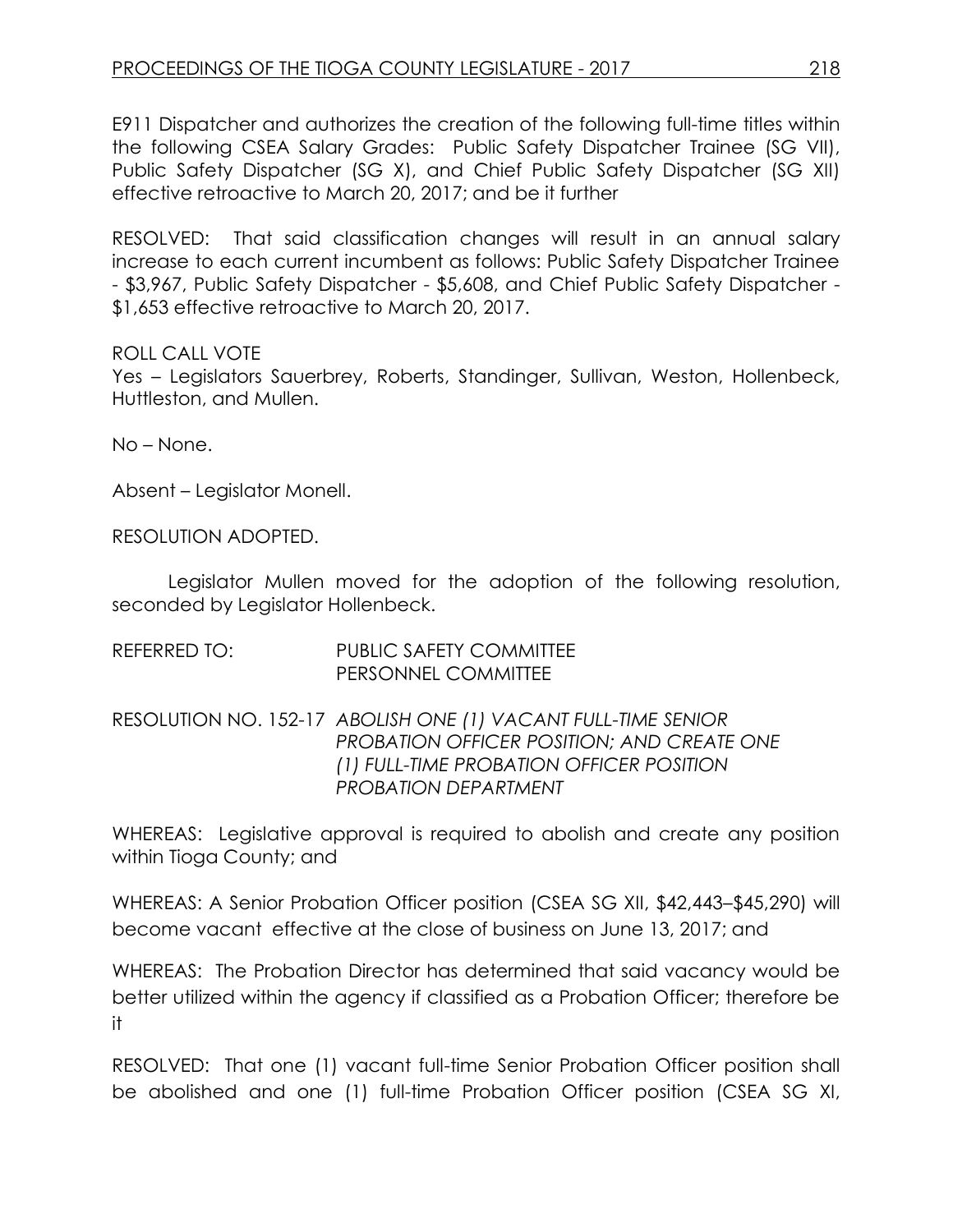E911 Dispatcher and authorizes the creation of the following full-time titles within the following CSEA Salary Grades: Public Safety Dispatcher Trainee (SG VII), Public Safety Dispatcher (SG X), and Chief Public Safety Dispatcher (SG XII) effective retroactive to March 20, 2017; and be it further

RESOLVED: That said classification changes will result in an annual salary increase to each current incumbent as follows: Public Safety Dispatcher Trainee - $3,967, Public Safety Dispatcher - $5,608, and Chief Public Safety Dispatcher - $1,653 effective retroactive to March 20, 2017.

ROLL CALL VOTE
Yes – Legislators Sauerbrey, Roberts, Standinger, Sullivan, Weston, Hollenbeck, Huttleston, and Mullen.

No – None.

Absent – Legislator Monell.

RESOLUTION ADOPTED.

Legislator Mullen moved for the adoption of the following resolution, seconded by Legislator Hollenbeck.

REFERRED TO: PUBLIC SAFETY COMMITTEE
PERSONNEL COMMITTEE

RESOLUTION NO. 152-17 *ABOLISH ONE (1) VACANT FULL-TIME SENIOR PROBATION OFFICER POSITION; AND CREATE ONE (1) FULL-TIME PROBATION OFFICER POSITION PROBATION DEPARTMENT*

WHEREAS: Legislative approval is required to abolish and create any position within Tioga County; and

WHEREAS: A Senior Probation Officer position (CSEA SG XII, $42,443–$45,290) will become vacant effective at the close of business on June 13, 2017; and

WHEREAS: The Probation Director has determined that said vacancy would be better utilized within the agency if classified as a Probation Officer; therefore be it

RESOLVED: That one (1) vacant full-time Senior Probation Officer position shall be abolished and one (1) full-time Probation Officer position (CSEA SG XI,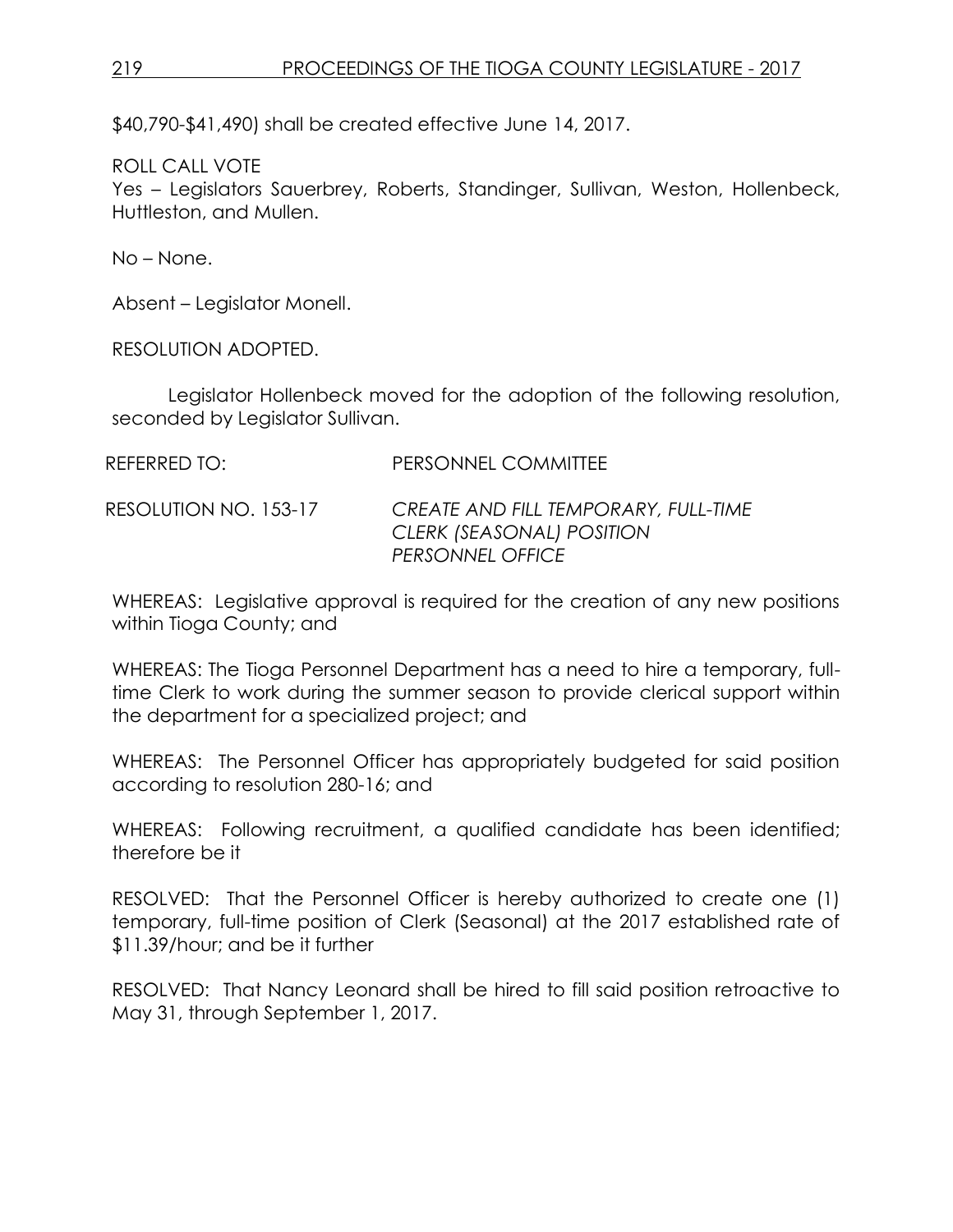$40,790-$41,490) shall be created effective June 14, 2017.

ROLL CALL VOTE
Yes – Legislators Sauerbrey, Roberts, Standinger, Sullivan, Weston, Hollenbeck, Huttleston, and Mullen.

No – None.

Absent – Legislator Monell.

RESOLUTION ADOPTED.

Legislator Hollenbeck moved for the adoption of the following resolution, seconded by Legislator Sullivan.

REFERRED TO: PERSONNEL COMMITTEE

RESOLUTION NO. 153-17 *CREATE AND FILL TEMPORARY, FULL-TIME CLERK (SEASONAL) POSITION PERSONNEL OFFICE*

WHEREAS: Legislative approval is required for the creation of any new positions within Tioga County; and

WHEREAS: The Tioga Personnel Department has a need to hire a temporary, full-time Clerk to work during the summer season to provide clerical support within the department for a specialized project; and

WHEREAS: The Personnel Officer has appropriately budgeted for said position according to resolution 280-16; and

WHEREAS: Following recruitment, a qualified candidate has been identified; therefore be it

RESOLVED: That the Personnel Officer is hereby authorized to create one (1) temporary, full-time position of Clerk (Seasonal) at the 2017 established rate of $11.39/hour; and be it further

RESOLVED: That Nancy Leonard shall be hired to fill said position retroactive to May 31, through September 1, 2017.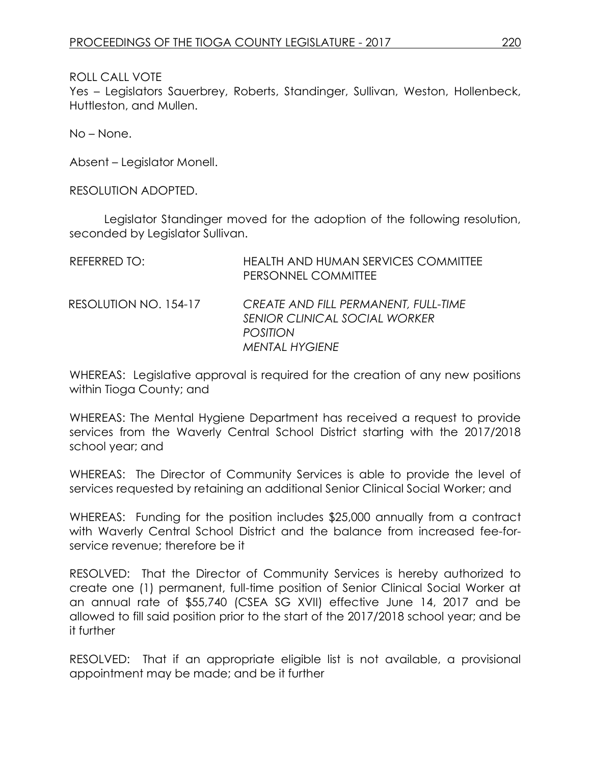ROLL CALL VOTE

Yes – Legislators Sauerbrey, Roberts, Standinger, Sullivan, Weston, Hollenbeck, Huttleston, and Mullen.

No – None.

Absent – Legislator Monell.

RESOLUTION ADOPTED.

Legislator Standinger moved for the adoption of the following resolution, seconded by Legislator Sullivan.

REFERRED TO: HEALTH AND HUMAN SERVICES COMMITTEE
PERSONNEL COMMITTEE

RESOLUTION NO. 154-17 *CREATE AND FILL PERMANENT, FULL-TIME SENIOR CLINICAL SOCIAL WORKER POSITION MENTAL HYGIENE*

WHEREAS: Legislative approval is required for the creation of any new positions within Tioga County; and

WHEREAS: The Mental Hygiene Department has received a request to provide services from the Waverly Central School District starting with the 2017/2018 school year; and

WHEREAS: The Director of Community Services is able to provide the level of services requested by retaining an additional Senior Clinical Social Worker; and

WHEREAS: Funding for the position includes $25,000 annually from a contract with Waverly Central School District and the balance from increased fee-for-service revenue; therefore be it

RESOLVED: That the Director of Community Services is hereby authorized to create one (1) permanent, full-time position of Senior Clinical Social Worker at an annual rate of $55,740 (CSEA SG XVII) effective June 14, 2017 and be allowed to fill said position prior to the start of the 2017/2018 school year; and be it further

RESOLVED: That if an appropriate eligible list is not available, a provisional appointment may be made; and be it further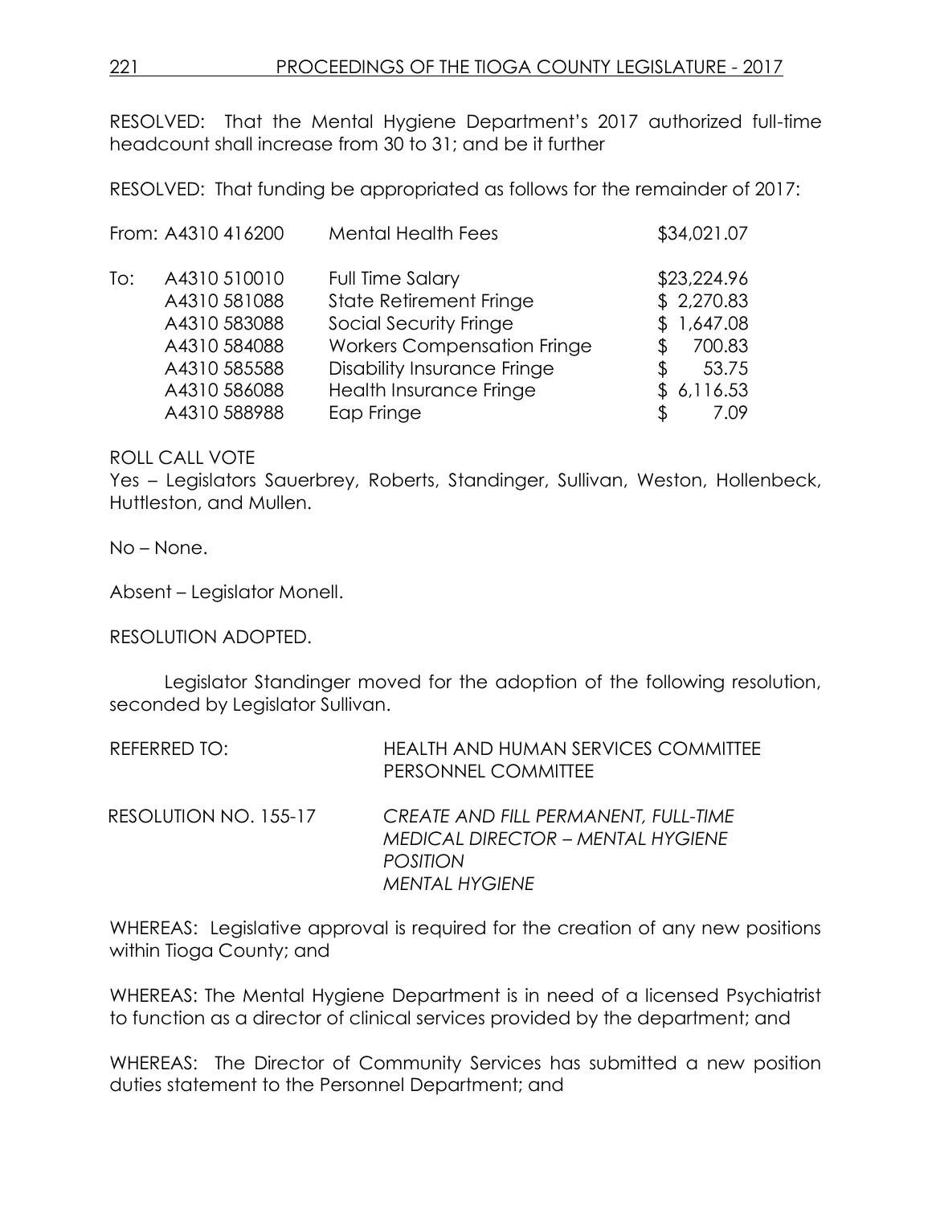RESOLVED: That the Mental Hygiene Department's 2017 authorized full-time headcount shall increase from 30 to 31; and be it further

RESOLVED: That funding be appropriated as follows for the remainder of 2017:

| | | | |
|---|---|---|---|
| From: | A4310 416200 | Mental Health Fees | $34,021.07 |
| To: | A4310 510010 | Full Time Salary | $23,224.96 |
| | A4310 581088 | State Retirement Fringe | $ 2,270.83 |
| | A4310 583088 | Social Security Fringe | $ 1,647.08 |
| | A4310 584088 | Workers Compensation Fringe | $ 700.83 |
| | A4310 585588 | Disability Insurance Fringe | $ 53.75 |
| | A4310 586088 | Health Insurance Fringe | $ 6,116.53 |
| | A4310 588988 | Eap Fringe | $ 7.09 |

ROLL CALL VOTE

Yes – Legislators Sauerbrey, Roberts, Standinger, Sullivan, Weston, Hollenbeck, Huttleston, and Mullen.

No – None.

Absent – Legislator Monell.

RESOLUTION ADOPTED.

Legislator Standinger moved for the adoption of the following resolution, seconded by Legislator Sullivan.

REFERRED TO: HEALTH AND HUMAN SERVICES COMMITTEE
PERSONNEL COMMITTEE

RESOLUTION NO. 155-17 *CREATE AND FILL PERMANENT, FULL-TIME MEDICAL DIRECTOR – MENTAL HYGIENE POSITION*
*MENTAL HYGIENE*

WHEREAS: Legislative approval is required for the creation of any new positions within Tioga County; and

WHEREAS: The Mental Hygiene Department is in need of a licensed Psychiatrist to function as a director of clinical services provided by the department; and

WHEREAS: The Director of Community Services has submitted a new position duties statement to the Personnel Department; and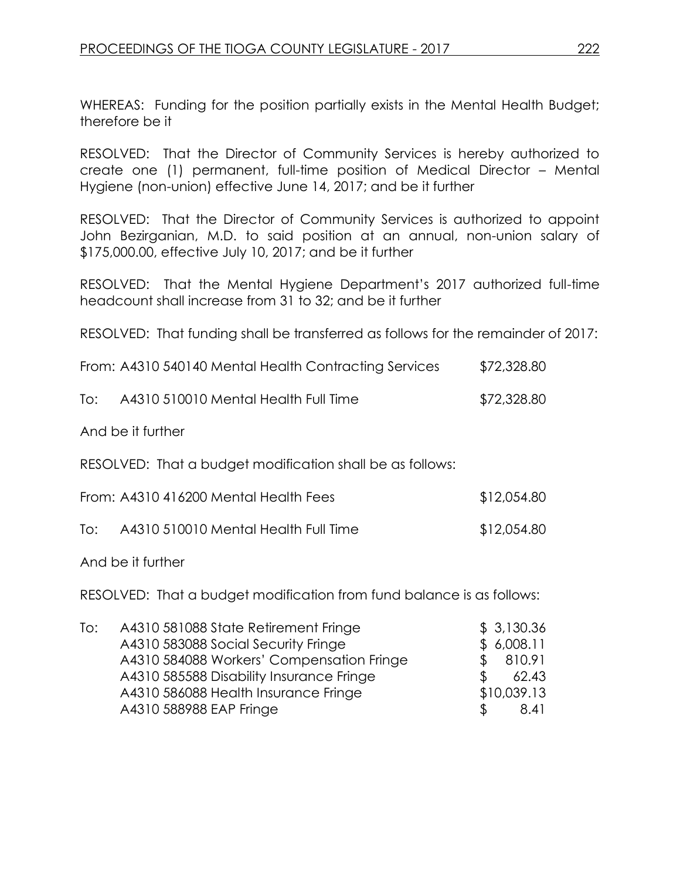WHEREAS: Funding for the position partially exists in the Mental Health Budget; therefore be it

RESOLVED: That the Director of Community Services is hereby authorized to create one (1) permanent, full-time position of Medical Director – Mental Hygiene (non-union) effective June 14, 2017; and be it further

RESOLVED: That the Director of Community Services is authorized to appoint John Bezirganian, M.D. to said position at an annual, non-union salary of $175,000.00, effective July 10, 2017; and be it further

RESOLVED: That the Mental Hygiene Department's 2017 authorized full-time headcount shall increase from 31 to 32; and be it further

RESOLVED: That funding shall be transferred as follows for the remainder of 2017:

| | | |
|---|---|---|
| From: | A4310 540140 Mental Health Contracting Services | $72,328.80 |
| To: | A4310 510010 Mental Health Full Time | $72,328.80 |

And be it further

RESOLVED: That a budget modification shall be as follows:

| | | |
|---|---|---|
| From: | A4310 416200 Mental Health Fees | $12,054.80 |
| To: | A4310 510010 Mental Health Full Time | $12,054.80 |

And be it further

RESOLVED: That a budget modification from fund balance is as follows:

| | | |
|---|---|---|
| To: | A4310 581088 State Retirement Fringe | $ 3,130.36 |
| | A4310 583088 Social Security Fringe | $ 6,008.11 |
| | A4310 584088 Workers' Compensation Fringe | $ 810.91 |
| | A4310 585588 Disability Insurance Fringe | $ 62.43 |
| | A4310 586088 Health Insurance Fringe | $10,039.13 |
| | A4310 588988 EAP Fringe | $ 8.41 |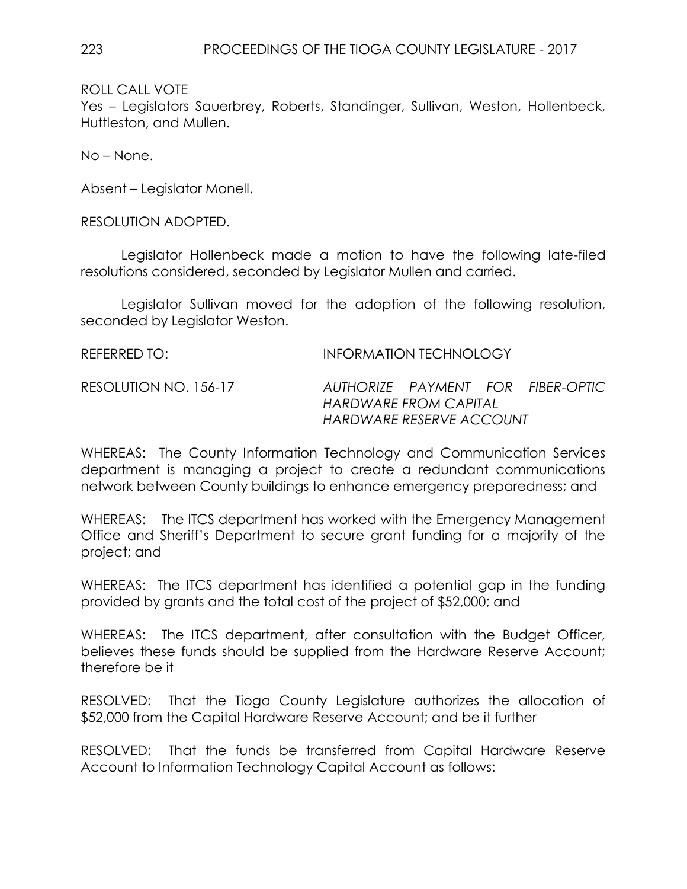ROLL CALL VOTE

Yes – Legislators Sauerbrey, Roberts, Standinger, Sullivan, Weston, Hollenbeck, Huttleston, and Mullen.

No – None.

Absent – Legislator Monell.

RESOLUTION ADOPTED.

Legislator Hollenbeck made a motion to have the following late-filed resolutions considered, seconded by Legislator Mullen and carried.

Legislator Sullivan moved for the adoption of the following resolution, seconded by Legislator Weston.

REFERRED TO: INFORMATION TECHNOLOGY

RESOLUTION NO. 156-17 *AUTHORIZE PAYMENT FOR FIBER-OPTIC HARDWARE FROM CAPITAL HARDWARE RESERVE ACCOUNT*

WHEREAS: The County Information Technology and Communication Services department is managing a project to create a redundant communications network between County buildings to enhance emergency preparedness; and

WHEREAS: The ITCS department has worked with the Emergency Management Office and Sheriff's Department to secure grant funding for a majority of the project; and

WHEREAS: The ITCS department has identified a potential gap in the funding provided by grants and the total cost of the project of $52,000; and

WHEREAS: The ITCS department, after consultation with the Budget Officer, believes these funds should be supplied from the Hardware Reserve Account; therefore be it

RESOLVED: That the Tioga County Legislature authorizes the allocation of $52,000 from the Capital Hardware Reserve Account; and be it further

RESOLVED: That the funds be transferred from Capital Hardware Reserve Account to Information Technology Capital Account as follows: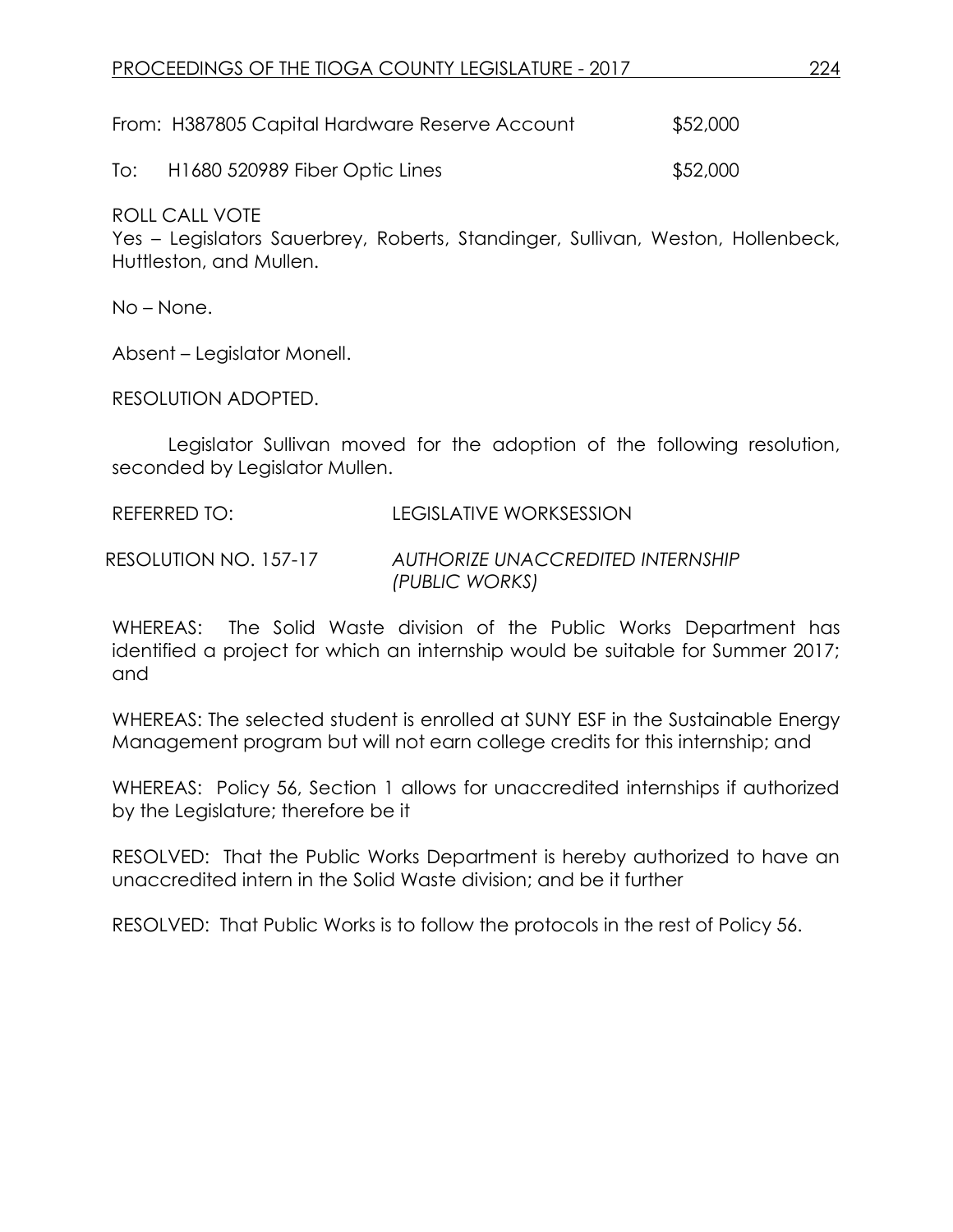From: H387805 Capital Hardware Reserve Account $52,000

To: H1680 520989 Fiber Optic Lines $52,000

ROLL CALL VOTE
Yes – Legislators Sauerbrey, Roberts, Standinger, Sullivan, Weston, Hollenbeck, Huttleston, and Mullen.

No – None.

Absent – Legislator Monell.

RESOLUTION ADOPTED.

Legislator Sullivan moved for the adoption of the following resolution, seconded by Legislator Mullen.

REFERRED TO: LEGISLATIVE WORKSESSION

RESOLUTION NO. 157-17 *AUTHORIZE UNACCREDITED INTERNSHIP (PUBLIC WORKS)*

WHEREAS: The Solid Waste division of the Public Works Department has identified a project for which an internship would be suitable for Summer 2017; and

WHEREAS: The selected student is enrolled at SUNY ESF in the Sustainable Energy Management program but will not earn college credits for this internship; and

WHEREAS: Policy 56, Section 1 allows for unaccredited internships if authorized by the Legislature; therefore be it

RESOLVED: That the Public Works Department is hereby authorized to have an unaccredited intern in the Solid Waste division; and be it further

RESOLVED: That Public Works is to follow the protocols in the rest of Policy 56.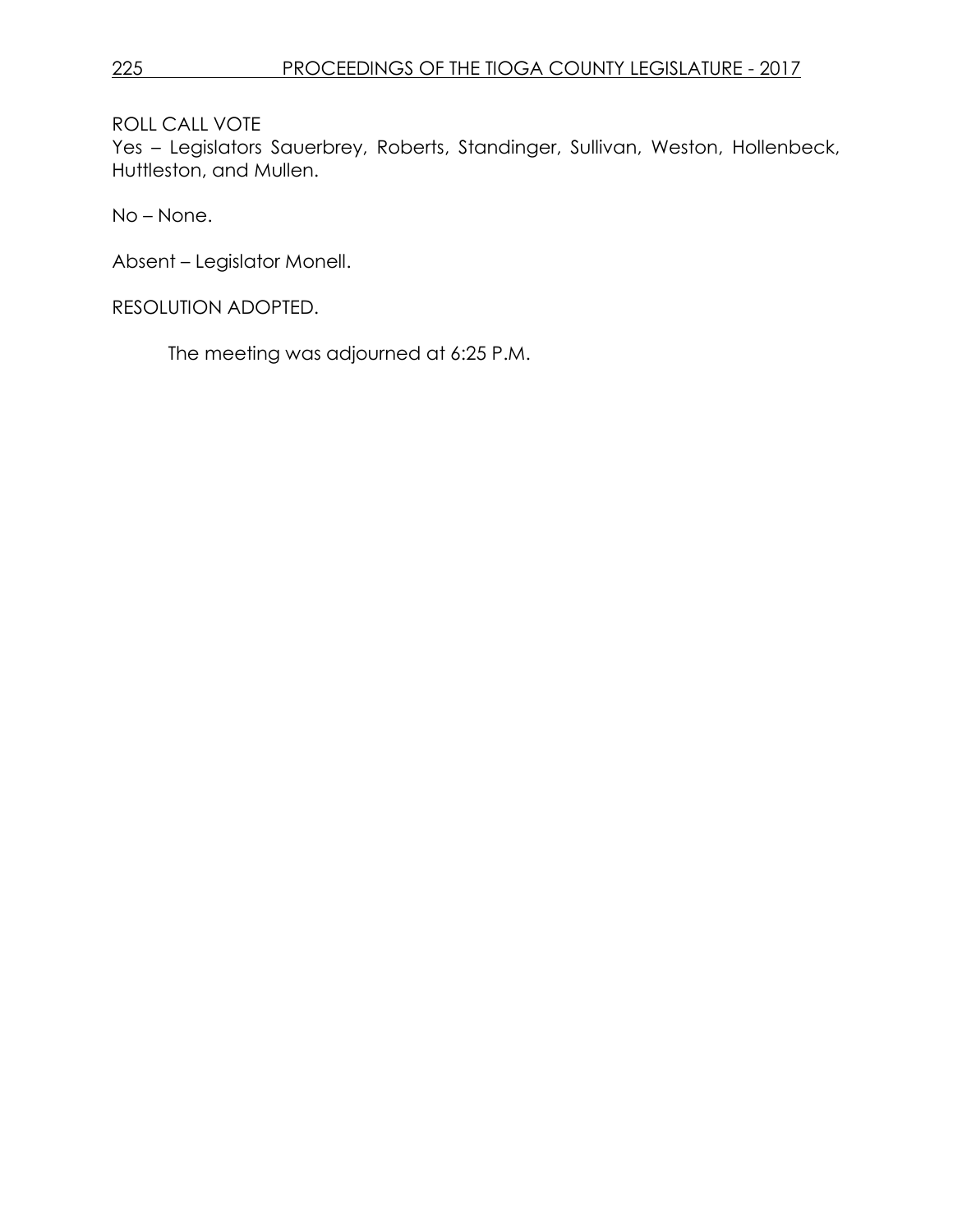ROLL CALL VOTE
Yes – Legislators Sauerbrey, Roberts, Standinger, Sullivan, Weston, Hollenbeck, Huttleston, and Mullen.

No – None.

Absent – Legislator Monell.

RESOLUTION ADOPTED.

The meeting was adjourned at 6:25 P.M.